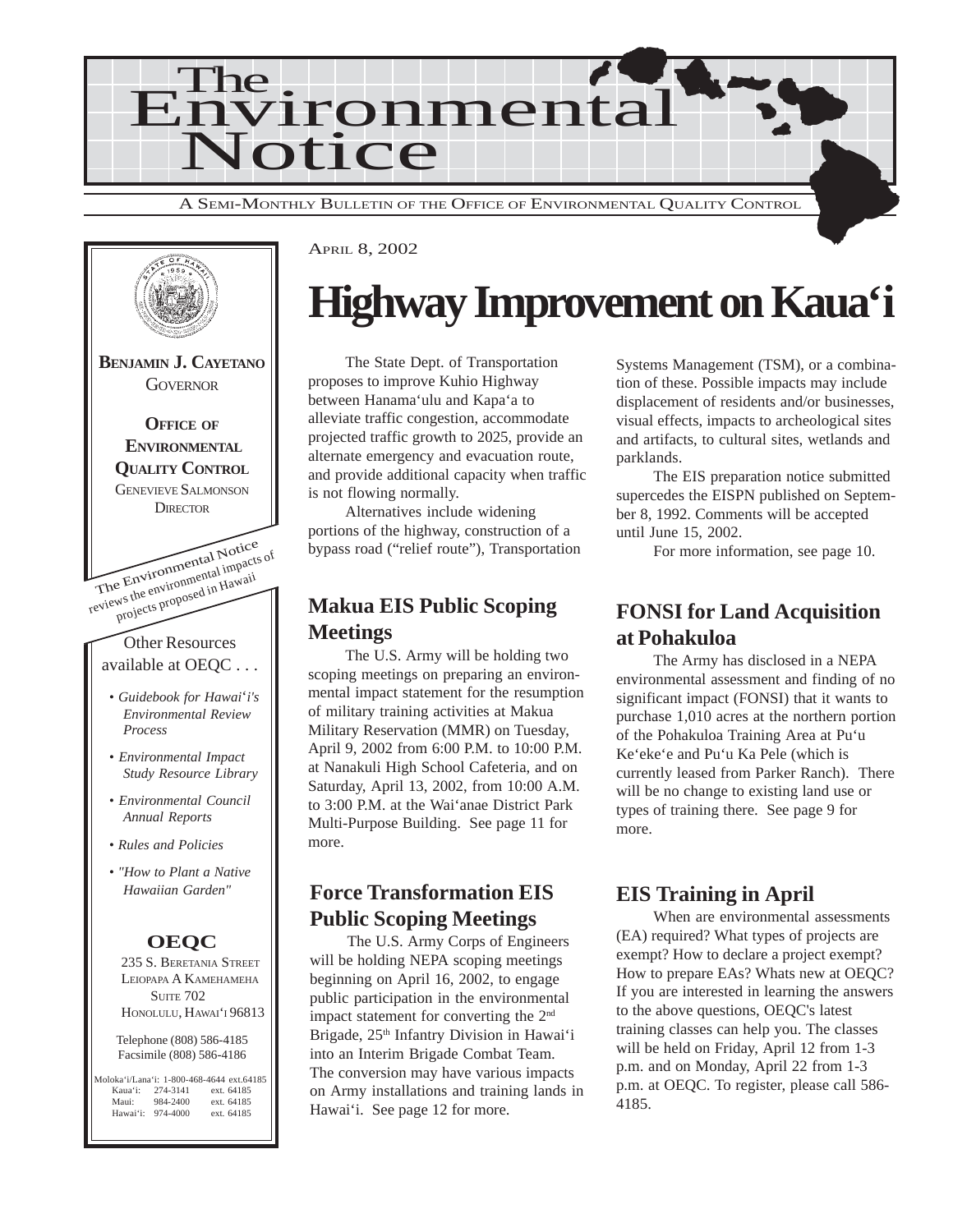# The Environmental Notice

A SEMI-MONTHLY BULLETIN OF THE OFFICE OF ENVIRONMENTAL QUALITY CONTROL

**BENJAMIN J. CAYETANO**
GOVERNOR

**OFFICE OF ENVIRONMENTAL QUALITY CONTROL**
GENEVIEVE SALMONSON
DIRECTOR

The Environmental Notice reviews the environmental impacts of projects proposed in Hawaii

Other Resources available at OEQC . . .

- *Guidebook for Hawai'i's Environmental Review Process*
- *Environmental Impact Study Resource Library*
- *Environmental Council Annual Reports*
- *Rules and Policies*
- *"How to Plant a Native Hawaiian Garden"*

**OEQC**
235 S. BERETANIA STREET
LEIOPAPA A KAMEHAMEHA
SUITE 702
HONOLULU, HAWAI'I 96813

Telephone (808) 586-4185
Facsimile (808) 586-4186

| | | |
|---|---|---|
| Moloka'i/Lana'i: | 1-800-468-4644 | ext.64185 |
| Kaua'i: | 274-3141 | ext. 64185 |
| Maui: | 984-2400 | ext. 64185 |
| Hawai'i: | 974-4000 | ext. 64185 |

APRIL 8, 2002

# Highway Improvement on Kaua'i

The State Dept. of Transportation proposes to improve Kuhio Highway between Hanama'ulu and Kapa'a to alleviate traffic congestion, accommodate projected traffic growth to 2025, provide an alternate emergency and evacuation route, and provide additional capacity when traffic is not flowing normally.

Alternatives include widening portions of the highway, construction of a bypass road ("relief route"), Transportation Systems Management (TSM), or a combination of these. Possible impacts may include displacement of residents and/or businesses, visual effects, impacts to archeological sites and artifacts, to cultural sites, wetlands and parklands.

The EIS preparation notice submitted supercedes the EISPN published on September 8, 1992. Comments will be accepted until June 15, 2002.

For more information, see page 10.

## Makua EIS Public Scoping Meetings

The U.S. Army will be holding two scoping meetings on preparing an environmental impact statement for the resumption of military training activities at Makua Military Reservation (MMR) on Tuesday, April 9, 2002 from 6:00 P.M. to 10:00 P.M. at Nanakuli High School Cafeteria, and on Saturday, April 13, 2002, from 10:00 A.M. to 3:00 P.M. at the Wai'anae District Park Multi-Purpose Building. See page 11 for more.

## Force Transformation EIS Public Scoping Meetings

The U.S. Army Corps of Engineers will be holding NEPA scoping meetings beginning on April 16, 2002, to engage public participation in the environmental impact statement for converting the 2nd Brigade, 25th Infantry Division in Hawai'i into an Interim Brigade Combat Team. The conversion may have various impacts on Army installations and training lands in Hawai'i. See page 12 for more.

## FONSI for Land Acquisition at Pohakuloa

The Army has disclosed in a NEPA environmental assessment and finding of no significant impact (FONSI) that it wants to purchase 1,010 acres at the northern portion of the Pohakuloa Training Area at Pu'u Ke'eke'e and Pu'u Ka Pele (which is currently leased from Parker Ranch). There will be no change to existing land use or types of training there. See page 9 for more.

## EIS Training in April

When are environmental assessments (EA) required? What types of projects are exempt? How to declare a project exempt? How to prepare EAs? Whats new at OEQC? If you are interested in learning the answers to the above questions, OEQC's latest training classes can help you. The classes will be held on Friday, April 12 from 1-3 p.m. and on Monday, April 22 from 1-3 p.m. at OEQC. To register, please call 586-4185.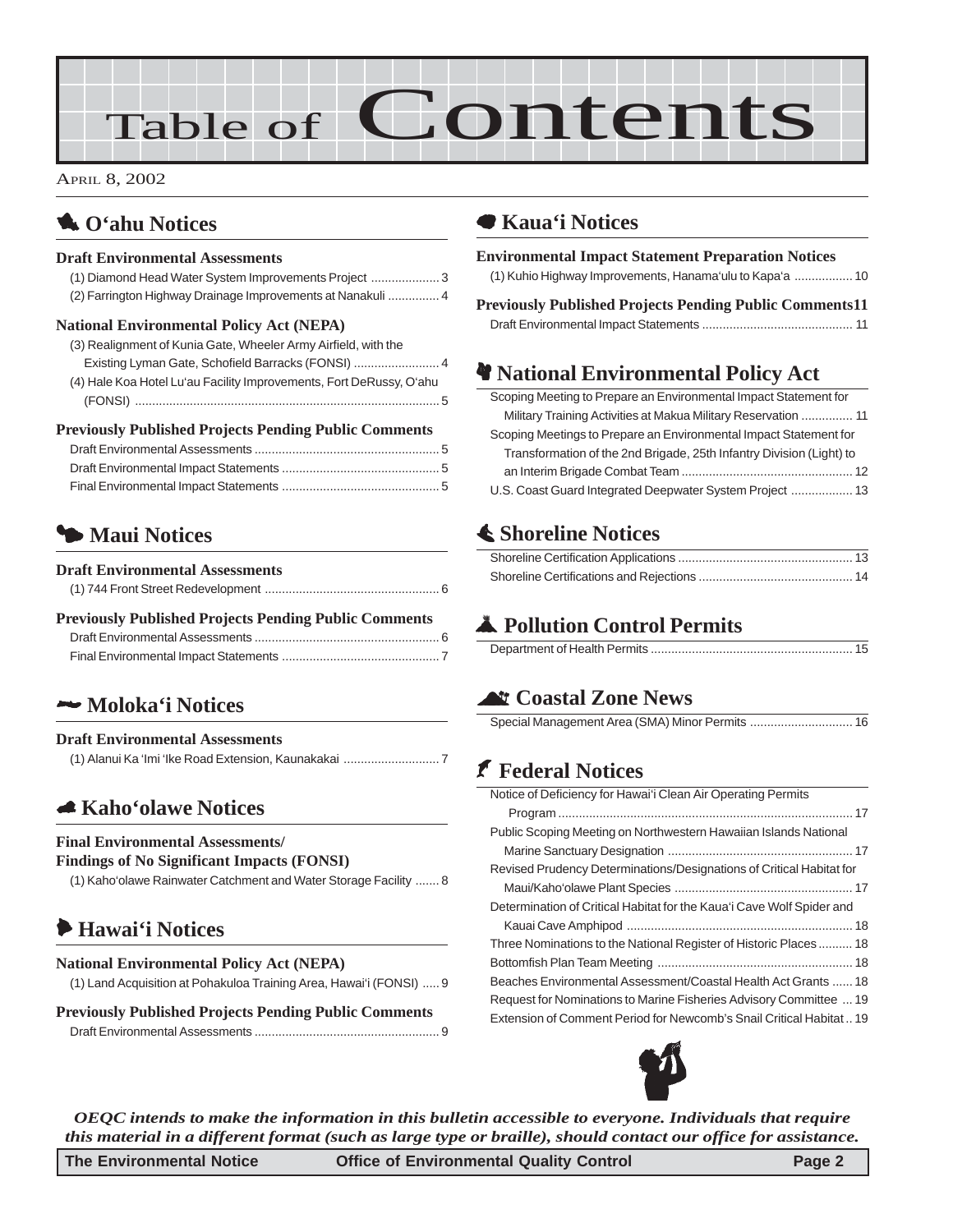# Table of Contents

April 8, 2002

## O'ahu Notices

### Draft Environmental Assessments

(1) Diamond Head Water System Improvements Project .................... 3

(2) Farrington Highway Drainage Improvements at Nanakuli ............... 4

### National Environmental Policy Act (NEPA)

(3) Realignment of Kunia Gate, Wheeler Army Airfield, with the Existing Lyman Gate, Schofield Barracks (FONSI) ......................... 4

(4) Hale Koa Hotel Lu'au Facility Improvements, Fort DeRussy, O'ahu (FONSI) ........................................................................................ 5

### Previously Published Projects Pending Public Comments

Draft Environmental Assessments ...................................................... 5

Draft Environmental Impact Statements .............................................. 5

Final Environmental Impact Statements .............................................. 5

## Maui Notices

### Draft Environmental Assessments

(1) 744 Front Street Redevelopment ................................................... 6

### Previously Published Projects Pending Public Comments

Draft Environmental Assessments ...................................................... 6

Final Environmental Impact Statements .............................................. 7

## Moloka'i Notices

### Draft Environmental Assessments

(1) Alanui Ka 'Imi 'Ike Road Extension, Kaunakakai ............................ 7

## Kaho'olawe Notices

### Final Environmental Assessments/ Findings of No Significant Impacts (FONSI)

(1) Kaho'olawe Rainwater Catchment and Water Storage Facility ....... 8

## Hawai'i Notices

### National Environmental Policy Act (NEPA)

(1) Land Acquisition at Pohakuloa Training Area, Hawai'i (FONSI) ..... 9

### Previously Published Projects Pending Public Comments

Draft Environmental Assessments ...................................................... 9

## Kaua'i Notices

### Environmental Impact Statement Preparation Notices

(1) Kuhio Highway Improvements, Hanama'ulu to Kapa'a ................. 10

### Previously Published Projects Pending Public Comments 11

Draft Environmental Impact Statements ............................................ 11

## National Environmental Policy Act

Scoping Meeting to Prepare an Environmental Impact Statement for Military Training Activities at Makua Military Reservation ............... 11

Scoping Meetings to Prepare an Environmental Impact Statement for Transformation of the 2nd Brigade, 25th Infantry Division (Light) to an Interim Brigade Combat Team .................................................. 12

U.S. Coast Guard Integrated Deepwater System Project .................. 13

## Shoreline Notices

Shoreline Certification Applications ................................................... 13

Shoreline Certifications and Rejections ............................................. 14

## Pollution Control Permits

Department of Health Permits ........................................................... 15

## Coastal Zone News

Special Management Area (SMA) Minor Permits .............................. 16

## Federal Notices

Notice of Deficiency for Hawai'i Clean Air Operating Permits Program ...................................................................................... 17

Public Scoping Meeting on Northwestern Hawaiian Islands National Marine Sanctuary Designation ...................................................... 17

Revised Prudency Determinations/Designations of Critical Habitat for Maui/Kaho'olawe Plant Species .................................................... 17

Determination of Critical Habitat for the Kaua'i Cave Wolf Spider and Kauai Cave Amphipod .................................................................. 18

Three Nominations to the National Register of Historic Places .......... 18

Bottomfish Plan Team Meeting ......................................................... 18

Beaches Environmental Assessment/Coastal Health Act Grants ...... 18

Request for Nominations to Marine Fisheries Advisory Committee ... 19

Extension of Comment Period for Newcomb's Snail Critical Habitat .. 19

*OEQC intends to make the information in this bulletin accessible to everyone. Individuals that require this material in a different format (such as large type or braille), should contact our office for assistance.*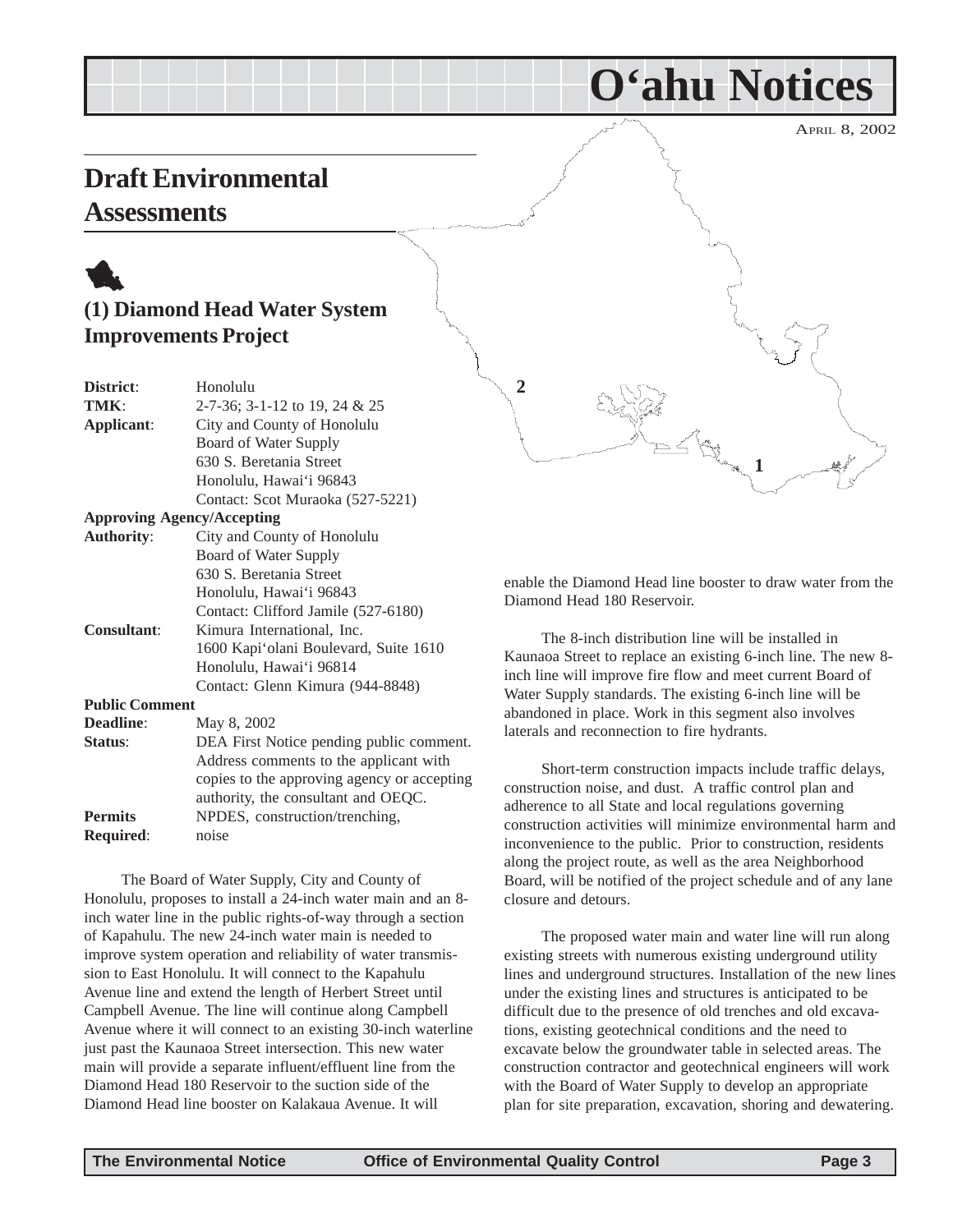# O'ahu Notices

APRIL 8, 2002

## Draft Environmental Assessments

### (1) Diamond Head Water System Improvements Project

**District**: Honolulu
**TMK**: 2-7-36; 3-1-12 to 19, 24 & 25
**Applicant**: City and County of Honolulu
Board of Water Supply
630 S. Beretania Street
Honolulu, Hawai'i 96843
Contact: Scot Muraoka (527-5221)

**Approving Agency/Accepting Authority**: City and County of Honolulu
Board of Water Supply
630 S. Beretania Street
Honolulu, Hawai'i 96843
Contact: Clifford Jamile (527-6180)

**Consultant**: Kimura International, Inc.
1600 Kapi'olani Boulevard, Suite 1610
Honolulu, Hawai'i 96814
Contact: Glenn Kimura (944-8848)

**Public Comment Deadline**: May 8, 2002
**Status**: DEA First Notice pending public comment. Address comments to the applicant with copies to the approving agency or accepting authority, the consultant and OEQC.
**Permits Required**: NPDES, construction/trenching, noise

The Board of Water Supply, City and County of Honolulu, proposes to install a 24-inch water main and an 8-inch water line in the public rights-of-way through a section of Kapahulu. The new 24-inch water main is needed to improve system operation and reliability of water transmission to East Honolulu. It will connect to the Kapahulu Avenue line and extend the length of Herbert Street until Campbell Avenue. The line will continue along Campbell Avenue where it will connect to an existing 30-inch waterline just past the Kaunaoa Street intersection. This new water main will provide a separate influent/effluent line from the Diamond Head 180 Reservoir to the suction side of the Diamond Head line booster on Kalakaua Avenue. It will enable the Diamond Head line booster to draw water from the Diamond Head 180 Reservoir.

The 8-inch distribution line will be installed in Kaunaoa Street to replace an existing 6-inch line. The new 8-inch line will improve fire flow and meet current Board of Water Supply standards. The existing 6-inch line will be abandoned in place. Work in this segment also involves laterals and reconnection to fire hydrants.

Short-term construction impacts include traffic delays, construction noise, and dust. A traffic control plan and adherence to all State and local regulations governing construction activities will minimize environmental harm and inconvenience to the public. Prior to construction, residents along the project route, as well as the area Neighborhood Board, will be notified of the project schedule and of any lane closure and detours.

The proposed water main and water line will run along existing streets with numerous existing underground utility lines and underground structures. Installation of the new lines under the existing lines and structures is anticipated to be difficult due to the presence of old trenches and old excavations, existing geotechnical conditions and the need to excavate below the groundwater table in selected areas. The construction contractor and geotechnical engineers will work with the Board of Water Supply to develop an appropriate plan for site preparation, excavation, shoring and dewatering.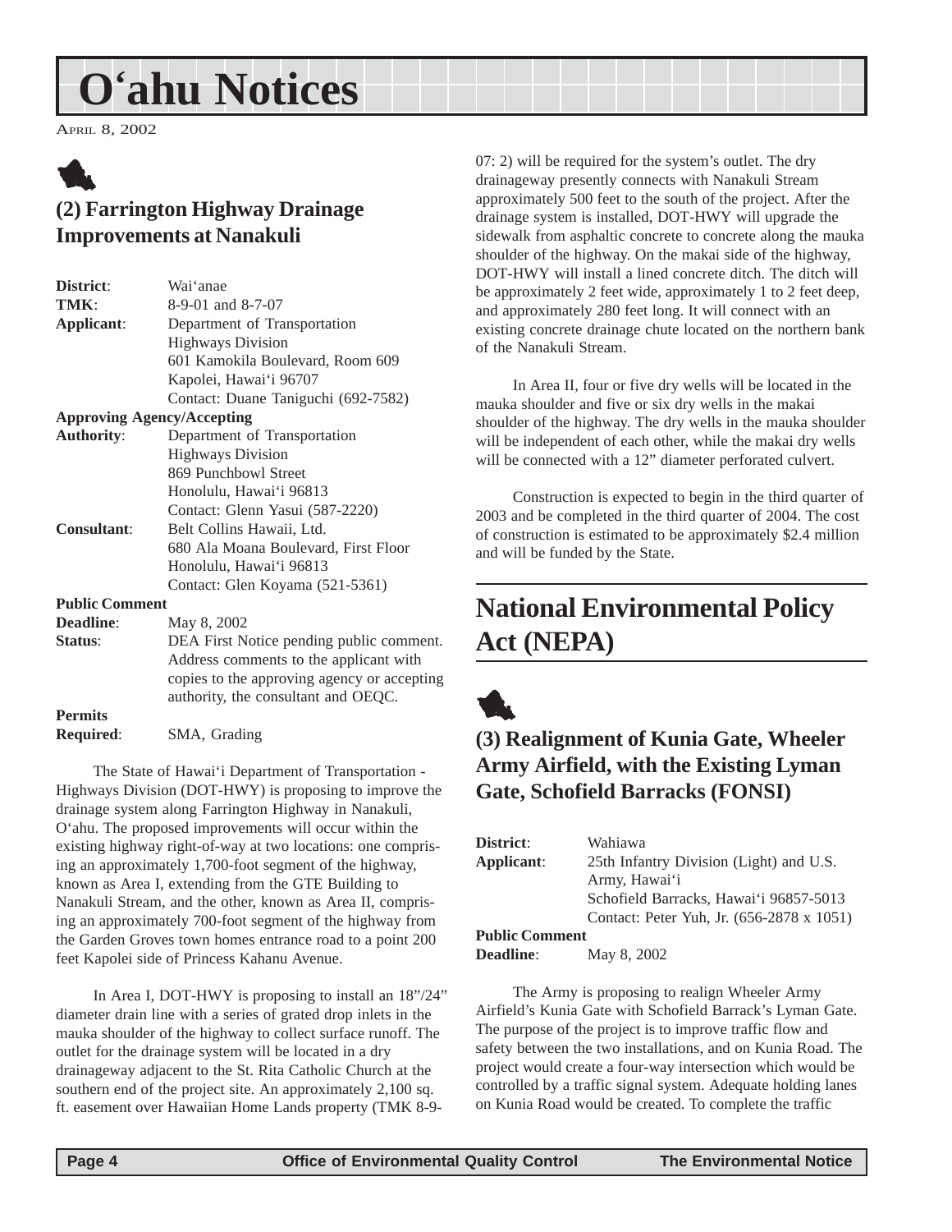# O'ahu Notices

April 8, 2002

## (2) Farrington Highway Drainage Improvements at Nanakuli

**District**: Wai'anae
**TMK**: 8-9-01 and 8-7-07
**Applicant**: Department of Transportation
Highways Division
601 Kamokila Boulevard, Room 609
Kapolei, Hawai'i 96707
Contact: Duane Taniguchi (692-7582)
**Approving Agency/Accepting Authority**: Department of Transportation
Highways Division
869 Punchbowl Street
Honolulu, Hawai'i 96813
Contact: Glenn Yasui (587-2220)
**Consultant**: Belt Collins Hawaii, Ltd.
680 Ala Moana Boulevard, First Floor
Honolulu, Hawai'i 96813
Contact: Glen Koyama (521-5361)
**Public Comment Deadline**: May 8, 2002
**Status**: DEA First Notice pending public comment. Address comments to the applicant with copies to the approving agency or accepting authority, the consultant and OEQC.
**Permits Required**: SMA, Grading

The State of Hawai'i Department of Transportation - Highways Division (DOT-HWY) is proposing to improve the drainage system along Farrington Highway in Nanakuli, O'ahu. The proposed improvements will occur within the existing highway right-of-way at two locations: one comprising an approximately 1,700-foot segment of the highway, known as Area I, extending from the GTE Building to Nanakuli Stream, and the other, known as Area II, comprising an approximately 700-foot segment of the highway from the Garden Groves town homes entrance road to a point 200 feet Kapolei side of Princess Kahanu Avenue.

In Area I, DOT-HWY is proposing to install an 18"/24" diameter drain line with a series of grated drop inlets in the mauka shoulder of the highway to collect surface runoff. The outlet for the drainage system will be located in a dry drainageway adjacent to the St. Rita Catholic Church at the southern end of the project site. An approximately 2,100 sq. ft. easement over Hawaiian Home Lands property (TMK 8-9-07: 2) will be required for the system's outlet. The dry drainageway presently connects with Nanakuli Stream approximately 500 feet to the south of the project. After the drainage system is installed, DOT-HWY will upgrade the sidewalk from asphaltic concrete to concrete along the mauka shoulder of the highway. On the makai side of the highway, DOT-HWY will install a lined concrete ditch. The ditch will be approximately 2 feet wide, approximately 1 to 2 feet deep, and approximately 280 feet long. It will connect with an existing concrete drainage chute located on the northern bank of the Nanakuli Stream.

In Area II, four or five dry wells will be located in the mauka shoulder and five or six dry wells in the makai shoulder of the highway. The dry wells in the mauka shoulder will be independent of each other, while the makai dry wells will be connected with a 12" diameter perforated culvert.

Construction is expected to begin in the third quarter of 2003 and be completed in the third quarter of 2004. The cost of construction is estimated to be approximately $2.4 million and will be funded by the State.

# National Environmental Policy Act (NEPA)

## (3) Realignment of Kunia Gate, Wheeler Army Airfield, with the Existing Lyman Gate, Schofield Barracks (FONSI)

**District**: Wahiawa
**Applicant**: 25th Infantry Division (Light) and U.S. Army, Hawai'i
Schofield Barracks, Hawai'i 96857-5013
Contact: Peter Yuh, Jr. (656-2878 x 1051)
**Public Comment Deadline**: May 8, 2002

The Army is proposing to realign Wheeler Army Airfield's Kunia Gate with Schofield Barrack's Lyman Gate. The purpose of the project is to improve traffic flow and safety between the two installations, and on Kunia Road. The project would create a four-way intersection which would be controlled by a traffic signal system. Adequate holding lanes on Kunia Road would be created. To complete the traffic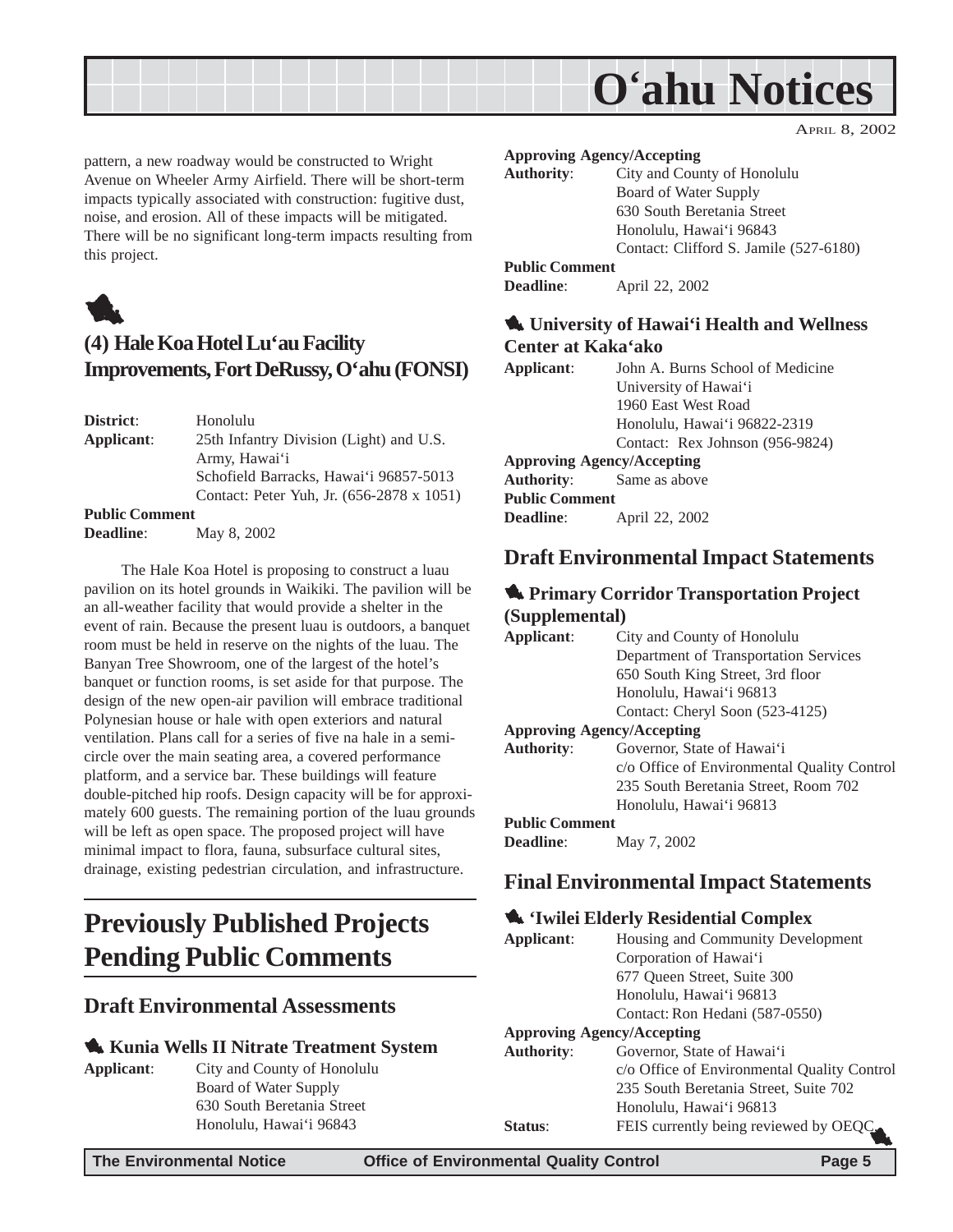pattern, a new roadway would be constructed to Wright Avenue on Wheeler Army Airfield. There will be short-term impacts typically associated with construction: fugitive dust, noise, and erosion. All of these impacts will be mitigated. There will be no significant long-term impacts resulting from this project.

### (4) Hale Koa Hotel Lu'au Facility Improvements, Fort DeRussy, O'ahu (FONSI)

**District**: Honolulu
**Applicant**: 25th Infantry Division (Light) and U.S. Army, Hawai'i
Schofield Barracks, Hawai'i 96857-5013
Contact: Peter Yuh, Jr. (656-2878 x 1051)
**Public Comment Deadline**: May 8, 2002

The Hale Koa Hotel is proposing to construct a luau pavilion on its hotel grounds in Waikiki. The pavilion will be an all-weather facility that would provide a shelter in the event of rain. Because the present luau is outdoors, a banquet room must be held in reserve on the nights of the luau. The Banyan Tree Showroom, one of the largest of the hotel's banquet or function rooms, is set aside for that purpose. The design of the new open-air pavilion will embrace traditional Polynesian house or hale with open exteriors and natural ventilation. Plans call for a series of five na hale in a semi-circle over the main seating area, a covered performance platform, and a service bar. These buildings will feature double-pitched hip roofs. Design capacity will be for approximately 600 guests. The remaining portion of the luau grounds will be left as open space. The proposed project will have minimal impact to flora, fauna, subsurface cultural sites, drainage, existing pedestrian circulation, and infrastructure.

# Previously Published Projects Pending Public Comments

## Draft Environmental Assessments

### Kunia Wells II Nitrate Treatment System

**Applicant**: City and County of Honolulu
Board of Water Supply
630 South Beretania Street
Honolulu, Hawai'i 96843
**Approving Agency/Accepting Authority**: City and County of Honolulu
Board of Water Supply
630 South Beretania Street
Honolulu, Hawai'i 96843
Contact: Clifford S. Jamile (527-6180)
**Public Comment Deadline**: April 22, 2002

### University of Hawai'i Health and Wellness Center at Kaka'ako

**Applicant**: John A. Burns School of Medicine
University of Hawai'i
1960 East West Road
Honolulu, Hawai'i 96822-2319
Contact: Rex Johnson (956-9824)
**Approving Agency/Accepting Authority**: Same as above
**Public Comment Deadline**: April 22, 2002

## Draft Environmental Impact Statements

### Primary Corridor Transportation Project (Supplemental)

**Applicant**: City and County of Honolulu
Department of Transportation Services
650 South King Street, 3rd floor
Honolulu, Hawai'i 96813
Contact: Cheryl Soon (523-4125)
**Approving Agency/Accepting Authority**: Governor, State of Hawai'i
c/o Office of Environmental Quality Control
235 South Beretania Street, Room 702
Honolulu, Hawai'i 96813
**Public Comment Deadline**: May 7, 2002

## Final Environmental Impact Statements

### 'Iwilei Elderly Residential Complex

**Applicant**: Housing and Community Development Corporation of Hawai'i
677 Queen Street, Suite 300
Honolulu, Hawai'i 96813
Contact: Ron Hedani (587-0550)
**Approving Agency/Accepting Authority**: Governor, State of Hawai'i
c/o Office of Environmental Quality Control
235 South Beretania Street, Suite 702
Honolulu, Hawai'i 96813
**Status**: FEIS currently being reviewed by OEQC.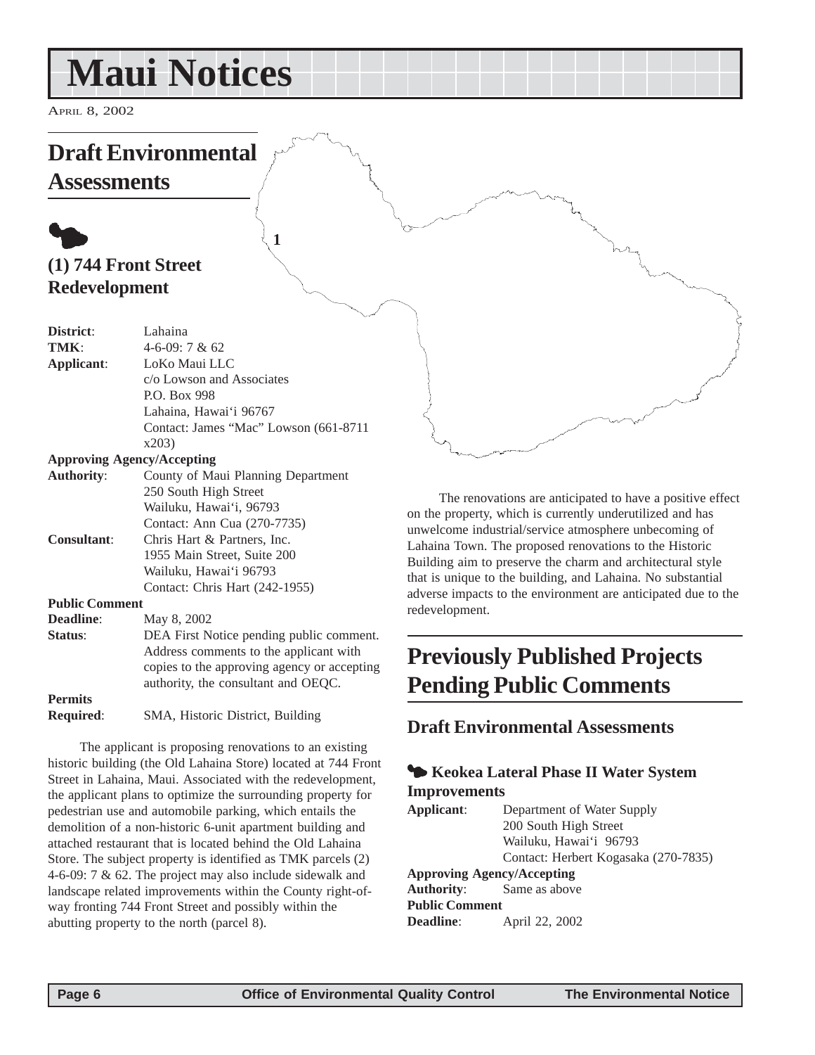# Maui Notices

April 8, 2002

## Draft Environmental Assessments

### (1) 744 Front Street Redevelopment

**District**: Lahaina
**TMK**: 4-6-09: 7 & 62
**Applicant**: LoKo Maui LLC
c/o Lowson and Associates
P.O. Box 998
Lahaina, Hawai'i 96767
Contact: James "Mac" Lowson (661-8711 x203)
**Approving Agency/Accepting Authority**: County of Maui Planning Department
250 South High Street
Wailuku, Hawai'i, 96793
Contact: Ann Cua (270-7735)
**Consultant**: Chris Hart & Partners, Inc.
1955 Main Street, Suite 200
Wailuku, Hawai'i 96793
Contact: Chris Hart (242-1955)
**Public Comment Deadline**: May 8, 2002
**Status**: DEA First Notice pending public comment. Address comments to the applicant with copies to the approving agency or accepting authority, the consultant and OEQC.
**Permits Required**: SMA, Historic District, Building

The applicant is proposing renovations to an existing historic building (the Old Lahaina Store) located at 744 Front Street in Lahaina, Maui. Associated with the redevelopment, the applicant plans to optimize the surrounding property for pedestrian use and automobile parking, which entails the demolition of a non-historic 6-unit apartment building and attached restaurant that is located behind the Old Lahaina Store. The subject property is identified as TMK parcels (2) 4-6-09: 7 & 62. The project may also include sidewalk and landscape related improvements within the County right-of-way fronting 744 Front Street and possibly within the abutting property to the north (parcel 8).

The renovations are anticipated to have a positive effect on the property, which is currently underutilized and has unwelcome industrial/service atmosphere unbecoming of Lahaina Town. The proposed renovations to the Historic Building aim to preserve the charm and architectural style that is unique to the building, and Lahaina. No substantial adverse impacts to the environment are anticipated due to the redevelopment.

## Previously Published Projects Pending Public Comments

### Draft Environmental Assessments

#### Keokea Lateral Phase II Water System Improvements

**Applicant**: Department of Water Supply
200 South High Street
Wailuku, Hawai'i 96793
Contact: Herbert Kogasaka (270-7835)
**Approving Agency/Accepting Authority**: Same as above
**Public Comment Deadline**: April 22, 2002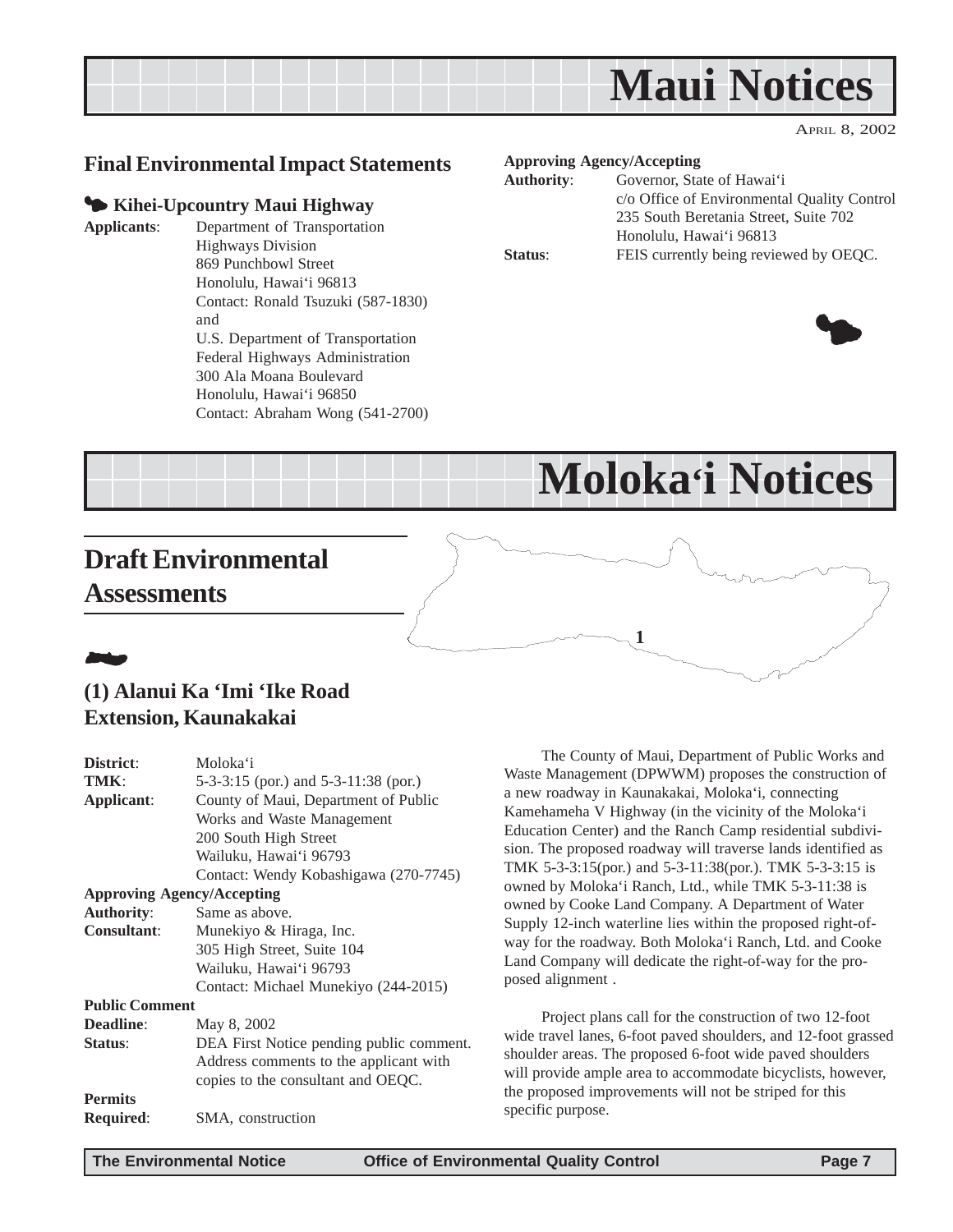# Maui Notices

APRIL 8, 2002

## Final Environmental Impact Statements

### Kihei-Upcountry Maui Highway

**Applicants**: Department of Transportation
Highways Division
869 Punchbowl Street
Honolulu, Hawai'i 96813
Contact: Ronald Tsuzuki (587-1830)
and
U.S. Department of Transportation
Federal Highways Administration
300 Ala Moana Boulevard
Honolulu, Hawai'i 96850
Contact: Abraham Wong (541-2700)

**Approving Agency/Accepting Authority**: Governor, State of Hawai'i
c/o Office of Environmental Quality Control
235 South Beretania Street, Suite 702
Honolulu, Hawai'i 96813

**Status**: FEIS currently being reviewed by OEQC.

# Moloka'i Notices

## Draft Environmental Assessments

1

### (1) Alanui Ka 'Imi 'Ike Road Extension, Kaunakakai

**District**: Moloka'i
**TMK**: 5-3-3:15 (por.) and 5-3-11:38 (por.)
**Applicant**: County of Maui, Department of Public Works and Waste Management
200 South High Street
Wailuku, Hawai'i 96793
Contact: Wendy Kobashigawa (270-7745)

**Approving Agency/Accepting Authority**: Same as above.

**Consultant**: Munekiyo & Hiraga, Inc.
305 High Street, Suite 104
Wailuku, Hawai'i 96793
Contact: Michael Munekiyo (244-2015)

**Public Comment Deadline**: May 8, 2002

**Status**: DEA First Notice pending public comment. Address comments to the applicant with copies to the consultant and OEQC.

**Permits Required**: SMA, construction

The County of Maui, Department of Public Works and Waste Management (DPWWM) proposes the construction of a new roadway in Kaunakakai, Moloka'i, connecting Kamehameha V Highway (in the vicinity of the Moloka'i Education Center) and the Ranch Camp residential subdivision. The proposed roadway will traverse lands identified as TMK 5-3-3:15(por.) and 5-3-11:38(por.). TMK 5-3-3:15 is owned by Moloka'i Ranch, Ltd., while TMK 5-3-11:38 is owned by Cooke Land Company. A Department of Water Supply 12-inch waterline lies within the proposed right-of-way for the roadway. Both Moloka'i Ranch, Ltd. and Cooke Land Company will dedicate the right-of-way for the proposed alignment .

Project plans call for the construction of two 12-foot wide travel lanes, 6-foot paved shoulders, and 12-foot grassed shoulder areas. The proposed 6-foot wide paved shoulders will provide ample area to accommodate bicyclists, however, the proposed improvements will not be striped for this specific purpose.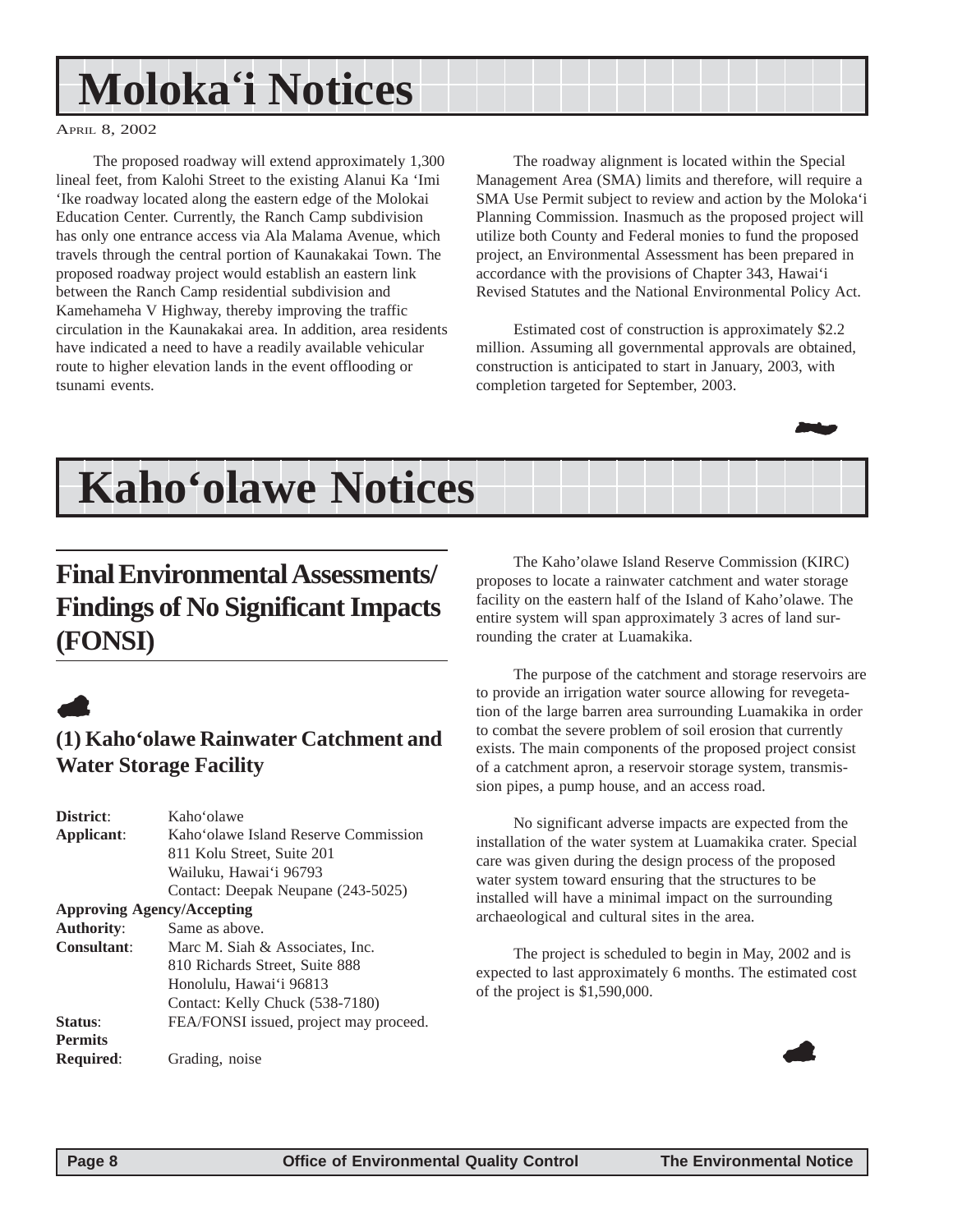# Moloka'i Notices

April 8, 2002

The proposed roadway will extend approximately 1,300 lineal feet, from Kalohi Street to the existing Alanui Ka 'Imi 'Ike roadway located along the eastern edge of the Molokai Education Center. Currently, the Ranch Camp subdivision has only one entrance access via Ala Malama Avenue, which travels through the central portion of Kaunakakai Town. The proposed roadway project would establish an eastern link between the Ranch Camp residential subdivision and Kamehameha V Highway, thereby improving the traffic circulation in the Kaunakakai area. In addition, area residents have indicated a need to have a readily available vehicular route to higher elevation lands in the event offlooding or tsunami events.

The roadway alignment is located within the Special Management Area (SMA) limits and therefore, will require a SMA Use Permit subject to review and action by the Moloka'i Planning Commission. Inasmuch as the proposed project will utilize both County and Federal monies to fund the proposed project, an Environmental Assessment has been prepared in accordance with the provisions of Chapter 343, Hawai'i Revised Statutes and the National Environmental Policy Act.

Estimated cost of construction is approximately $2.2 million. Assuming all governmental approvals are obtained, construction is anticipated to start in January, 2003, with completion targeted for September, 2003.

# Kaho'olawe Notices

## Final Environmental Assessments/ Findings of No Significant Impacts (FONSI)

### (1) Kaho'olawe Rainwater Catchment and Water Storage Facility

**District**: Kaho'olawe
**Applicant**: Kaho'olawe Island Reserve Commission
811 Kolu Street, Suite 201
Wailuku, Hawai'i 96793
Contact: Deepak Neupane (243-5025)
**Approving Agency/Accepting Authority**: Same as above.
**Consultant**: Marc M. Siah & Associates, Inc.
810 Richards Street, Suite 888
Honolulu, Hawai'i 96813
Contact: Kelly Chuck (538-7180)
**Status**: FEA/FONSI issued, project may proceed.
**Permits Required**: Grading, noise

The Kaho'olawe Island Reserve Commission (KIRC) proposes to locate a rainwater catchment and water storage facility on the eastern half of the Island of Kaho'olawe. The entire system will span approximately 3 acres of land surrounding the crater at Luamakika.

The purpose of the catchment and storage reservoirs are to provide an irrigation water source allowing for revegetation of the large barren area surrounding Luamakika in order to combat the severe problem of soil erosion that currently exists. The main components of the proposed project consist of a catchment apron, a reservoir storage system, transmission pipes, a pump house, and an access road.

No significant adverse impacts are expected from the installation of the water system at Luamakika crater. Special care was given during the design process of the proposed water system toward ensuring that the structures to be installed will have a minimal impact on the surrounding archaeological and cultural sites in the area.

The project is scheduled to begin in May, 2002 and is expected to last approximately 6 months. The estimated cost of the project is $1,590,000.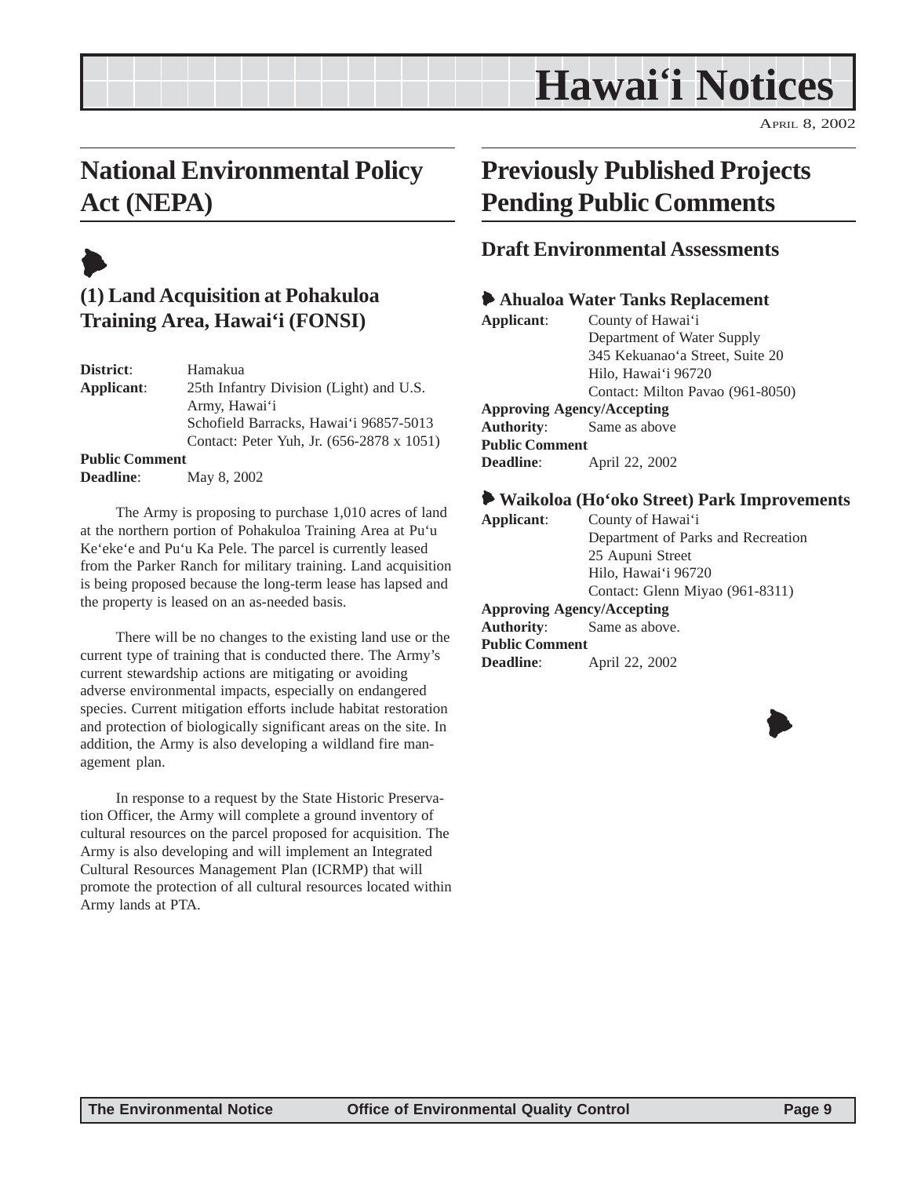# Hawai'i Notices

April 8, 2002

## National Environmental Policy Act (NEPA)

### (1) Land Acquisition at Pohakuloa Training Area, Hawai'i (FONSI)

**District**: Hamakua
**Applicant**: 25th Infantry Division (Light) and U.S. Army, Hawai'i
Schofield Barracks, Hawai'i 96857-5013
Contact: Peter Yuh, Jr. (656-2878 x 1051)
**Public Comment Deadline**: May 8, 2002

The Army is proposing to purchase 1,010 acres of land at the northern portion of Pohakuloa Training Area at Pu'u Ke'eke'e and Pu'u Ka Pele. The parcel is currently leased from the Parker Ranch for military training. Land acquisition is being proposed because the long-term lease has lapsed and the property is leased on an as-needed basis.

There will be no changes to the existing land use or the current type of training that is conducted there. The Army's current stewardship actions are mitigating or avoiding adverse environmental impacts, especially on endangered species. Current mitigation efforts include habitat restoration and protection of biologically significant areas on the site. In addition, the Army is also developing a wildland fire management plan.

In response to a request by the State Historic Preservation Officer, the Army will complete a ground inventory of cultural resources on the parcel proposed for acquisition. The Army is also developing and will implement an Integrated Cultural Resources Management Plan (ICRMP) that will promote the protection of all cultural resources located within Army lands at PTA.

## Previously Published Projects Pending Public Comments

### Draft Environmental Assessments

#### Ahualoa Water Tanks Replacement

**Applicant**: County of Hawai'i
Department of Water Supply
345 Kekuanao'a Street, Suite 20
Hilo, Hawai'i 96720
Contact: Milton Pavao (961-8050)
**Approving Agency/Accepting Authority**: Same as above
**Public Comment Deadline**: April 22, 2002

#### Waikoloa (Ho'oko Street) Park Improvements

**Applicant**: County of Hawai'i
Department of Parks and Recreation
25 Aupuni Street
Hilo, Hawai'i 96720
Contact: Glenn Miyao (961-8311)
**Approving Agency/Accepting Authority**: Same as above.
**Public Comment Deadline**: April 22, 2002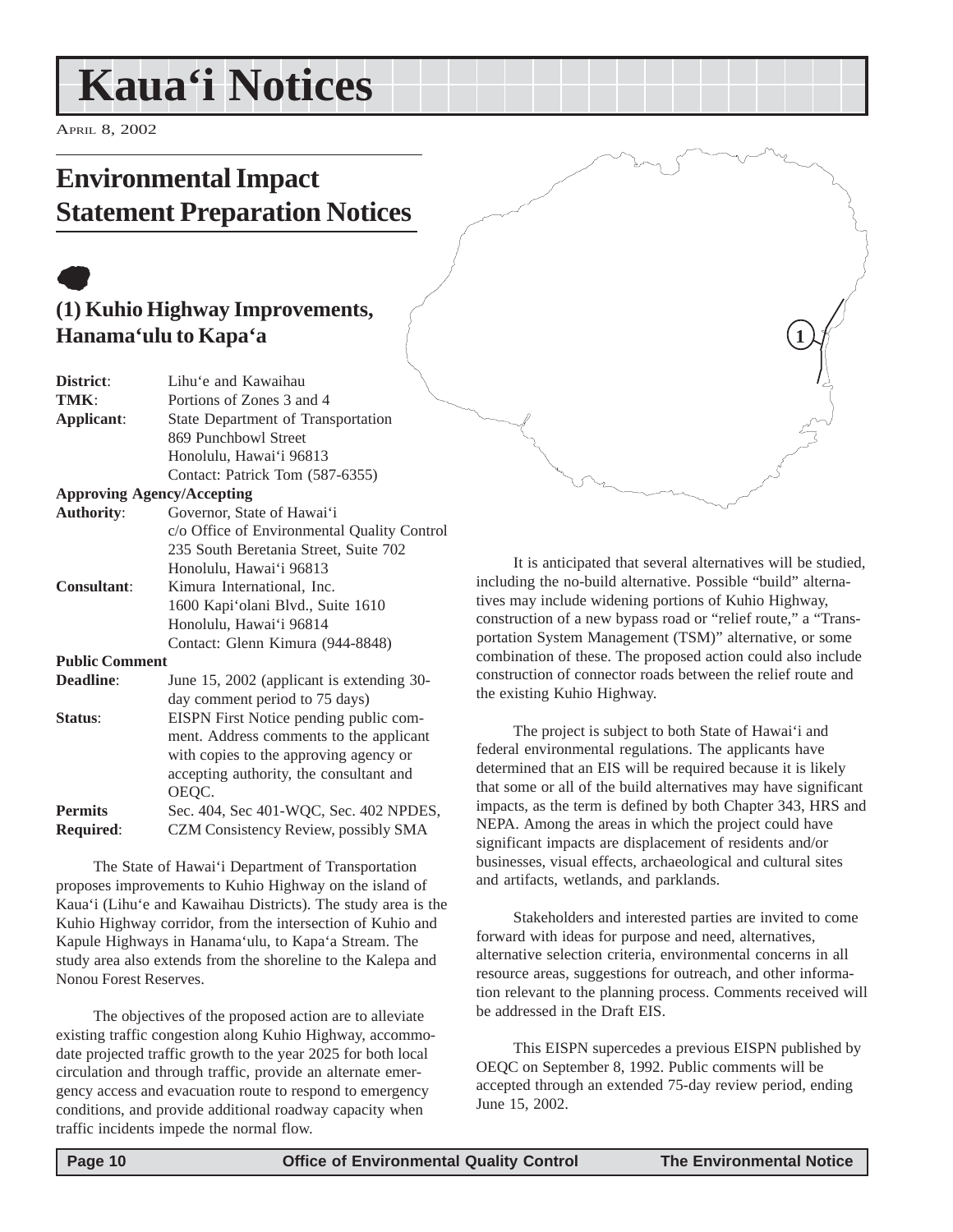# Kaua'i Notices

April 8, 2002

## Environmental Impact Statement Preparation Notices

### (1) Kuhio Highway Improvements, Hanama'ulu to Kapa'a

| | |
|---|---|
| **District**: | Lihu'e and Kawaihau |
| **TMK**: | Portions of Zones 3 and 4 |
| **Applicant**: | State Department of Transportation<br>869 Punchbowl Street<br>Honolulu, Hawai'i 96813<br>Contact: Patrick Tom (587-6355) |
| **Approving Agency/Accepting Authority**: | Governor, State of Hawai'i<br>c/o Office of Environmental Quality Control<br>235 South Beretania Street, Suite 702<br>Honolulu, Hawai'i 96813 |
| **Consultant**: | Kimura International, Inc.<br>1600 Kapi'olani Blvd., Suite 1610<br>Honolulu, Hawai'i 96814<br>Contact: Glenn Kimura (944-8848) |
| **Public Comment Deadline**: | June 15, 2002 (applicant is extending 30-day comment period to 75 days) |
| **Status**: | EISPN First Notice pending public comment. Address comments to the applicant with copies to the approving agency or accepting authority, the consultant and OEQC. |
| **Permits Required**: | Sec. 404, Sec 401-WQC, Sec. 402 NPDES, CZM Consistency Review, possibly SMA |

The State of Hawai'i Department of Transportation proposes improvements to Kuhio Highway on the island of Kaua'i (Lihu'e and Kawaihau Districts). The study area is the Kuhio Highway corridor, from the intersection of Kuhio and Kapule Highways in Hanama'ulu, to Kapa'a Stream. The study area also extends from the shoreline to the Kalepa and Nonou Forest Reserves.

The objectives of the proposed action are to alleviate existing traffic congestion along Kuhio Highway, accommodate projected traffic growth to the year 2025 for both local circulation and through traffic, provide an alternate emergency access and evacuation route to respond to emergency conditions, and provide additional roadway capacity when traffic incidents impede the normal flow.

It is anticipated that several alternatives will be studied, including the no-build alternative. Possible "build" alternatives may include widening portions of Kuhio Highway, construction of a new bypass road or "relief route," a "Transportation System Management (TSM)" alternative, or some combination of these. The proposed action could also include construction of connector roads between the relief route and the existing Kuhio Highway.

The project is subject to both State of Hawai'i and federal environmental regulations. The applicants have determined that an EIS will be required because it is likely that some or all of the build alternatives may have significant impacts, as the term is defined by both Chapter 343, HRS and NEPA. Among the areas in which the project could have significant impacts are displacement of residents and/or businesses, visual effects, archaeological and cultural sites and artifacts, wetlands, and parklands.

Stakeholders and interested parties are invited to come forward with ideas for purpose and need, alternatives, alternative selection criteria, environmental concerns in all resource areas, suggestions for outreach, and other information relevant to the planning process. Comments received will be addressed in the Draft EIS.

This EISPN supercedes a previous EISPN published by OEQC on September 8, 1992. Public comments will be accepted through an extended 75-day review period, ending June 15, 2002.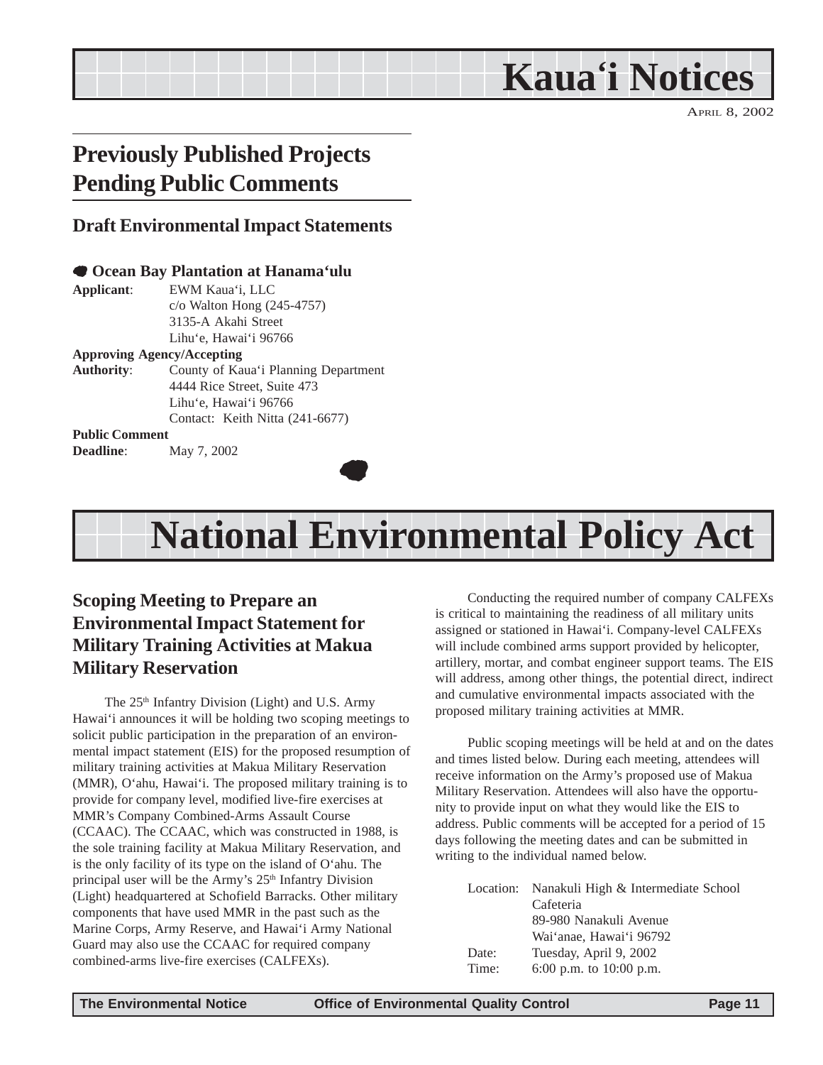# Kaua'i Notices

APRIL 8, 2002

## Previously Published Projects Pending Public Comments

### Draft Environmental Impact Statements

**Ocean Bay Plantation at Hanama'ulu**

**Applicant**: EWM Kaua'i, LLC
c/o Walton Hong (245-4757)
3135-A Akahi Street
Lihu'e, Hawai'i 96766

**Approving Agency/Accepting Authority**: County of Kaua'i Planning Department
4444 Rice Street, Suite 473
Lihu'e, Hawai'i 96766
Contact: Keith Nitta (241-6677)

**Public Comment Deadline**: May 7, 2002

# National Environmental Policy Act

## Scoping Meeting to Prepare an Environmental Impact Statement for Military Training Activities at Makua Military Reservation

The 25th Infantry Division (Light) and U.S. Army Hawai'i announces it will be holding two scoping meetings to solicit public participation in the preparation of an environmental impact statement (EIS) for the proposed resumption of military training activities at Makua Military Reservation (MMR), O'ahu, Hawai'i. The proposed military training is to provide for company level, modified live-fire exercises at MMR's Company Combined-Arms Assault Course (CCAAC). The CCAAC, which was constructed in 1988, is the sole training facility at Makua Military Reservation, and is the only facility of its type on the island of O'ahu. The principal user will be the Army's 25th Infantry Division (Light) headquartered at Schofield Barracks. Other military components that have used MMR in the past such as the Marine Corps, Army Reserve, and Hawai'i Army National Guard may also use the CCAAC for required company combined-arms live-fire exercises (CALFEXs).

Conducting the required number of company CALFEXs is critical to maintaining the readiness of all military units assigned or stationed in Hawai'i. Company-level CALFEXs will include combined arms support provided by helicopter, artillery, mortar, and combat engineer support teams. The EIS will address, among other things, the potential direct, indirect and cumulative environmental impacts associated with the proposed military training activities at MMR.

Public scoping meetings will be held at and on the dates and times listed below. During each meeting, attendees will receive information on the Army's proposed use of Makua Military Reservation. Attendees will also have the opportunity to provide input on what they would like the EIS to address. Public comments will be accepted for a period of 15 days following the meeting dates and can be submitted in writing to the individual named below.

Location: Nanakuli High & Intermediate School Cafeteria
89-980 Nanakuli Avenue
Wai'anae, Hawai'i 96792
Date: Tuesday, April 9, 2002
Time: 6:00 p.m. to 10:00 p.m.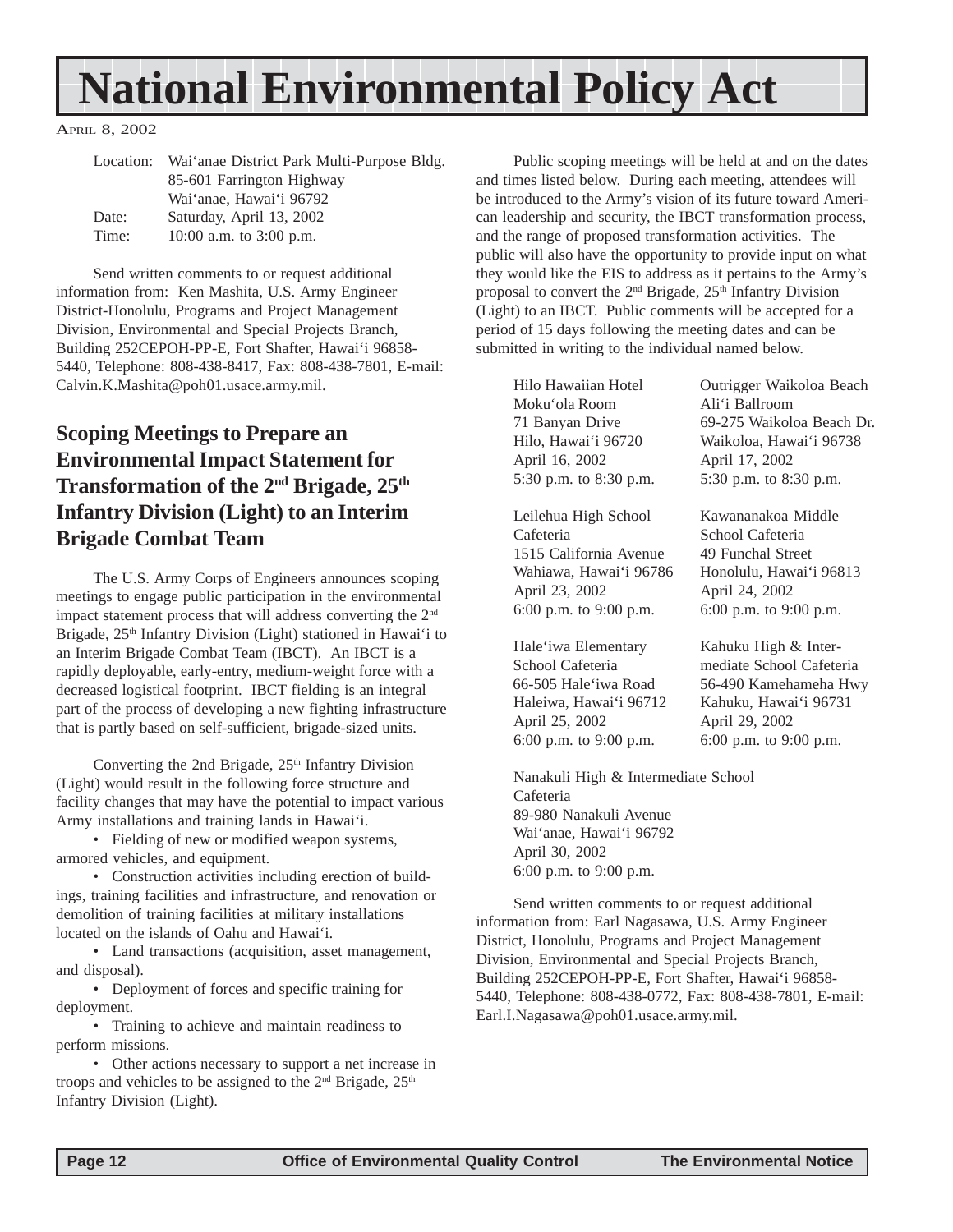# National Environmental Policy Act

April 8, 2002

Location: Wai'anae District Park Multi-Purpose Bldg.
85-601 Farrington Highway
Wai'anae, Hawai'i 96792
Date: Saturday, April 13, 2002
Time: 10:00 a.m. to 3:00 p.m.

Send written comments to or request additional information from: Ken Mashita, U.S. Army Engineer District-Honolulu, Programs and Project Management Division, Environmental and Special Projects Branch, Building 252CEPOH-PP-E, Fort Shafter, Hawai'i 96858-5440, Telephone: 808-438-8417, Fax: 808-438-7801, E-mail: Calvin.K.Mashita@poh01.usace.army.mil.

## Scoping Meetings to Prepare an Environmental Impact Statement for Transformation of the 2nd Brigade, 25th Infantry Division (Light) to an Interim Brigade Combat Team

The U.S. Army Corps of Engineers announces scoping meetings to engage public participation in the environmental impact statement process that will address converting the 2nd Brigade, 25th Infantry Division (Light) stationed in Hawai'i to an Interim Brigade Combat Team (IBCT). An IBCT is a rapidly deployable, early-entry, medium-weight force with a decreased logistical footprint. IBCT fielding is an integral part of the process of developing a new fighting infrastructure that is partly based on self-sufficient, brigade-sized units.

Converting the 2nd Brigade, 25th Infantry Division (Light) would result in the following force structure and facility changes that may have the potential to impact various Army installations and training lands in Hawai'i.

- Fielding of new or modified weapon systems, armored vehicles, and equipment.
- Construction activities including erection of buildings, training facilities and infrastructure, and renovation or demolition of training facilities at military installations located on the islands of Oahu and Hawai'i.
- Land transactions (acquisition, asset management, and disposal).
- Deployment of forces and specific training for deployment.
- Training to achieve and maintain readiness to perform missions.
- Other actions necessary to support a net increase in troops and vehicles to be assigned to the 2nd Brigade, 25th Infantry Division (Light).

Public scoping meetings will be held at and on the dates and times listed below. During each meeting, attendees will be introduced to the Army's vision of its future toward American leadership and security, the IBCT transformation process, and the range of proposed transformation activities. The public will also have the opportunity to provide input on what they would like the EIS to address as it pertains to the Army's proposal to convert the 2nd Brigade, 25th Infantry Division (Light) to an IBCT. Public comments will be accepted for a period of 15 days following the meeting dates and can be submitted in writing to the individual named below.

Hilo Hawaiian Hotel
Moku'ola Room
71 Banyan Drive
Hilo, Hawai'i 96720
April 16, 2002
5:30 p.m. to 8:30 p.m.

Outrigger Waikoloa Beach
Ali'i Ballroom
69-275 Waikoloa Beach Dr.
Waikoloa, Hawai'i 96738
April 17, 2002
5:30 p.m. to 8:30 p.m.

Leilehua High School
Cafeteria
1515 California Avenue
Wahiawa, Hawai'i 96786
April 23, 2002
6:00 p.m. to 9:00 p.m.

Kawananakoa Middle
School Cafeteria
49 Funchal Street
Honolulu, Hawai'i 96813
April 24, 2002
6:00 p.m. to 9:00 p.m.

Hale'iwa Elementary
School Cafeteria
66-505 Hale'iwa Road
Haleiwa, Hawai'i 96712
April 25, 2002
6:00 p.m. to 9:00 p.m.

Kahuku High & Intermediate School Cafeteria
56-490 Kamehameha Hwy
Kahuku, Hawai'i 96731
April 29, 2002
6:00 p.m. to 9:00 p.m.

Nanakuli High & Intermediate School
Cafeteria
89-980 Nanakuli Avenue
Wai'anae, Hawai'i 96792
April 30, 2002
6:00 p.m. to 9:00 p.m.

Send written comments to or request additional information from: Earl Nagasawa, U.S. Army Engineer District, Honolulu, Programs and Project Management Division, Environmental and Special Projects Branch, Building 252CEPOH-PP-E, Fort Shafter, Hawai'i 96858-5440, Telephone: 808-438-0772, Fax: 808-438-7801, E-mail: Earl.I.Nagasawa@poh01.usace.army.mil.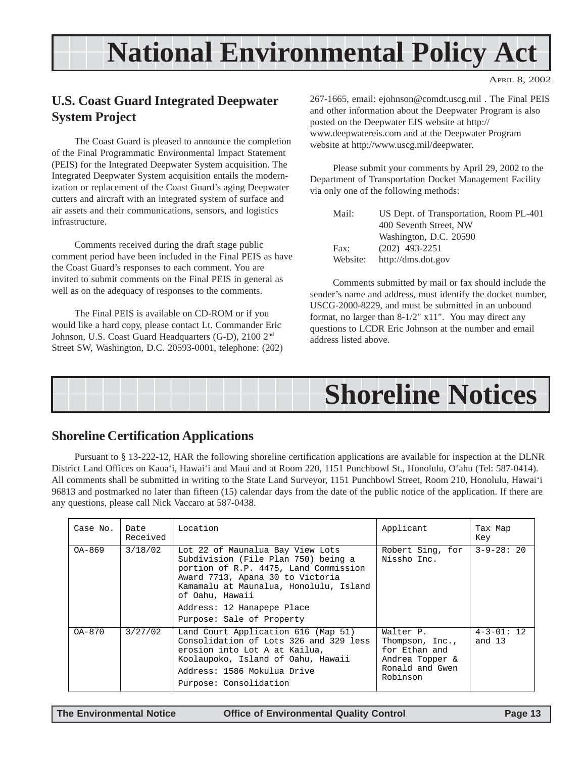# National Environmental Policy Act

APRIL 8, 2002

## U.S. Coast Guard Integrated Deepwater System Project

The Coast Guard is pleased to announce the completion of the Final Programmatic Environmental Impact Statement (PEIS) for the Integrated Deepwater System acquisition. The Integrated Deepwater System acquisition entails the modernization or replacement of the Coast Guard's aging Deepwater cutters and aircraft with an integrated system of surface and air assets and their communications, sensors, and logistics infrastructure.

Comments received during the draft stage public comment period have been included in the Final PEIS as have the Coast Guard's responses to each comment. You are invited to submit comments on the Final PEIS in general as well as on the adequacy of responses to the comments.

The Final PEIS is available on CD-ROM or if you would like a hard copy, please contact Lt. Commander Eric Johnson, U.S. Coast Guard Headquarters (G-D), 2100 2nd Street SW, Washington, D.C. 20593-0001, telephone: (202) 267-1665, email: ejohnson@comdt.uscg.mil . The Final PEIS and other information about the Deepwater Program is also posted on the Deepwater EIS website at http://www.deepwatereis.com and at the Deepwater Program website at http://www.uscg.mil/deepwater.

Please submit your comments by April 29, 2002 to the Department of Transportation Docket Management Facility via only one of the following methods:

Mail: US Dept. of Transportation, Room PL-401
400 Seventh Street, NW
Washington, D.C. 20590
Fax: (202) 493-2251
Website: http://dms.dot.gov

Comments submitted by mail or fax should include the sender's name and address, must identify the docket number, USCG-2000-8229, and must be submitted in an unbound format, no larger than 8-1/2" x11". You may direct any questions to LCDR Eric Johnson at the number and email address listed above.

# Shoreline Notices

## Shoreline Certification Applications

Pursuant to § 13-222-12, HAR the following shoreline certification applications are available for inspection at the DLNR District Land Offices on Kaua'i, Hawai'i and Maui and at Room 220, 1151 Punchbowl St., Honolulu, O'ahu (Tel: 587-0414). All comments shall be submitted in writing to the State Land Surveyor, 1151 Punchbowl Street, Room 210, Honolulu, Hawai'i 96813 and postmarked no later than fifteen (15) calendar days from the date of the public notice of the application. If there are any questions, please call Nick Vaccaro at 587-0438.

| Case No. | Date Received | Location | Applicant | Tax Map Key |
|---|---|---|---|---|
| OA-869 | 3/18/02 | Lot 22 of Maunalua Bay View Lots Subdivision (File Plan 750) being a portion of R.P. 4475, Land Commission Award 7713, Apana 30 to Victoria Kamamalu at Maunalua, Honolulu, Island of Oahu, Hawaii<br>Address: 12 Hanapepe Place<br>Purpose: Sale of Property | Robert Sing, for Nissho Inc. | 3-9-28: 20 |
| OA-870 | 3/27/02 | Land Court Application 616 (Map 51) Consolidation of Lots 326 and 329 less erosion into Lot A at Kailua, Koolaupoko, Island of Oahu, Hawaii<br>Address: 1586 Mokulua Drive<br>Purpose: Consolidation | Walter P. Thompson, Inc., for Ethan and Andrea Topper & Ronald and Gwen Robinson | 4-3-01: 12 and 13 |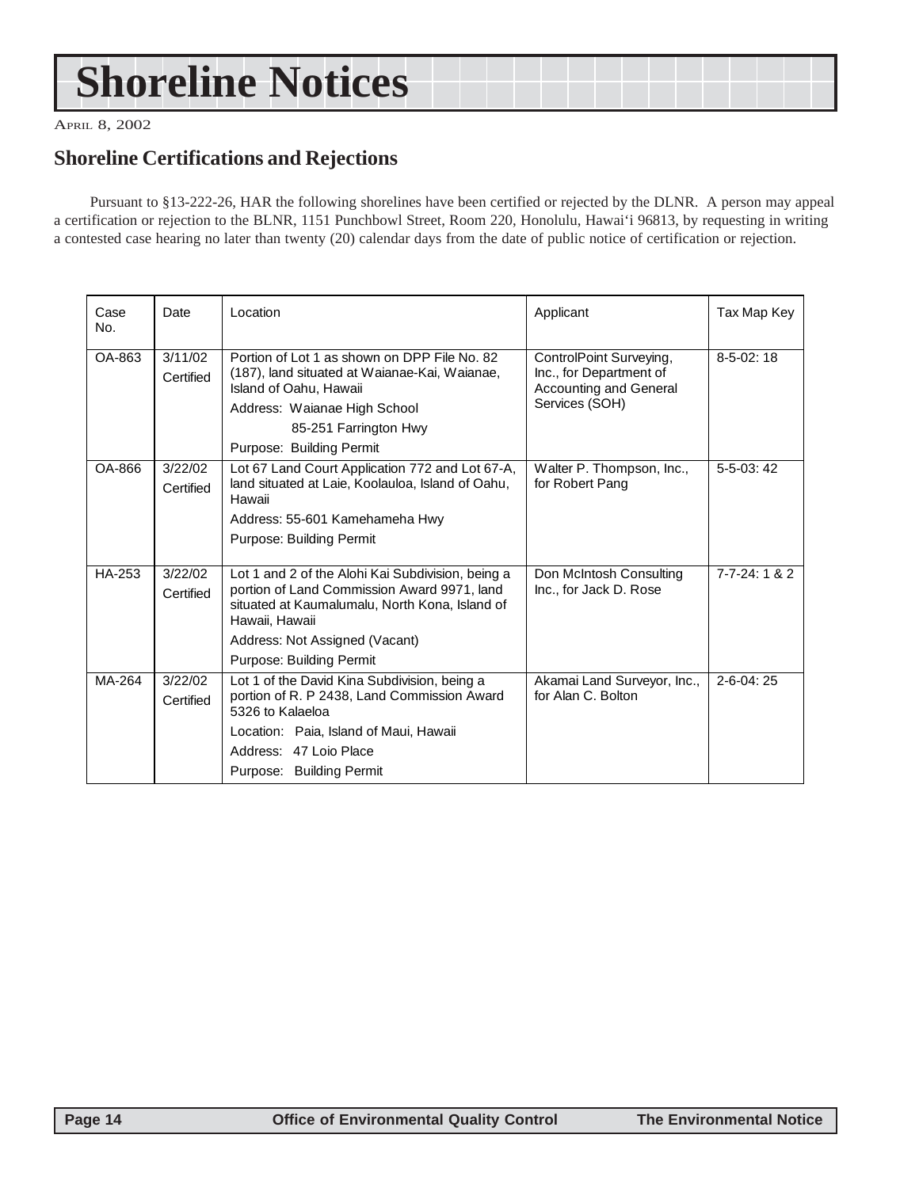# Shoreline Notices

APRIL 8, 2002

## Shoreline Certifications and Rejections

Pursuant to §13-222-26, HAR the following shorelines have been certified or rejected by the DLNR. A person may appeal a certification or rejection to the BLNR, 1151 Punchbowl Street, Room 220, Honolulu, Hawai'i 96813, by requesting in writing a contested case hearing no later than twenty (20) calendar days from the date of public notice of certification or rejection.

| Case No. | Date | Location | Applicant | Tax Map Key |
|---|---|---|---|---|
| OA-863 | 3/11/02 Certified | Portion of Lot 1 as shown on DPP File No. 82 (187), land situated at Waianae-Kai, Waianae, Island of Oahu, Hawaii<br>Address: Waianae High School<br>85-251 Farrington Hwy<br>Purpose: Building Permit | ControlPoint Surveying, Inc., for Department of Accounting and General Services (SOH) | 8-5-02: 18 |
| OA-866 | 3/22/02 Certified | Lot 67 Land Court Application 772 and Lot 67-A, land situated at Laie, Koolauloa, Island of Oahu, Hawaii<br>Address: 55-601 Kamehameha Hwy<br>Purpose: Building Permit | Walter P. Thompson, Inc., for Robert Pang | 5-5-03: 42 |
| HA-253 | 3/22/02 Certified | Lot 1 and 2 of the Alohi Kai Subdivision, being a portion of Land Commission Award 9971, land situated at Kaumalumalu, North Kona, Island of Hawaii, Hawaii<br>Address: Not Assigned (Vacant)<br>Purpose: Building Permit | Don McIntosh Consulting Inc., for Jack D. Rose | 7-7-24: 1 & 2 |
| MA-264 | 3/22/02 Certified | Lot 1 of the David Kina Subdivision, being a portion of R. P 2438, Land Commission Award 5326 to Kalaeloa<br>Location: Paia, Island of Maui, Hawaii<br>Address: 47 Loio Place<br>Purpose: Building Permit | Akamai Land Surveyor, Inc., for Alan C. Bolton | 2-6-04: 25 |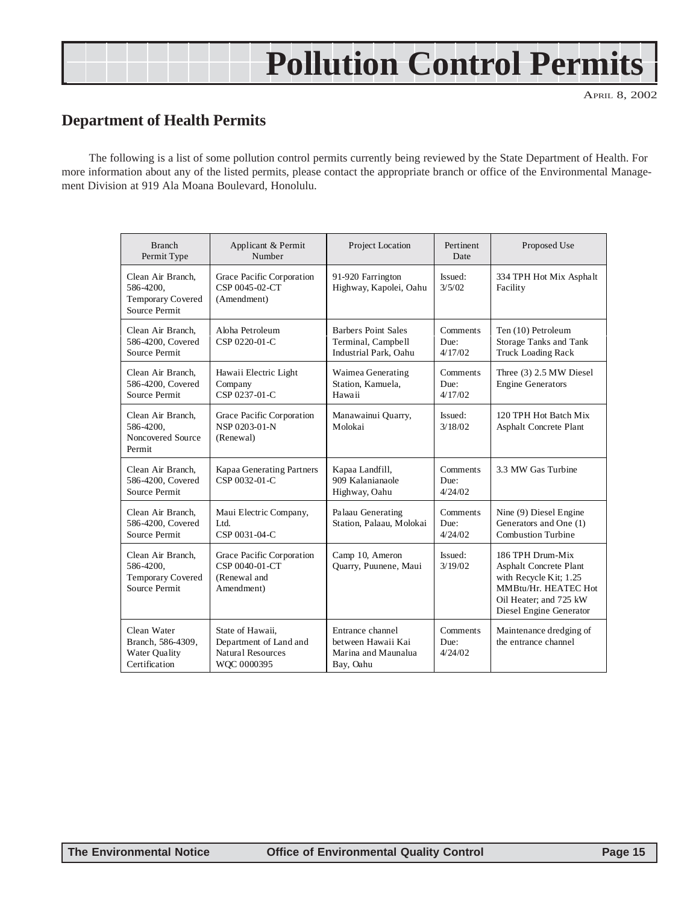# Pollution Control Permits

April 8, 2002

## Department of Health Permits

The following is a list of some pollution control permits currently being reviewed by the State Department of Health. For more information about any of the listed permits, please contact the appropriate branch or office of the Environmental Management Division at 919 Ala Moana Boulevard, Honolulu.

| Branch Permit Type | Applicant & Permit Number | Project Location | Pertinent Date | Proposed Use |
|---|---|---|---|---|
| Clean Air Branch, 586-4200, Temporary Covered Source Permit | Grace Pacific Corporation CSP 0045-02-CT (Amendment) | 91-920 Farrington Highway, Kapolei, Oahu | Issued: 3/5/02 | 334 TPH Hot Mix Asphalt Facility |
| Clean Air Branch, 586-4200, Covered Source Permit | Aloha Petroleum CSP 0220-01-C | Barbers Point Sales Terminal, Campbell Industrial Park, Oahu | Comments Due: 4/17/02 | Ten (10) Petroleum Storage Tanks and Tank Truck Loading Rack |
| Clean Air Branch, 586-4200, Covered Source Permit | Hawaii Electric Light Company CSP 0237-01-C | Waimea Generating Station, Kamuela, Hawaii | Comments Due: 4/17/02 | Three (3) 2.5 MW Diesel Engine Generators |
| Clean Air Branch, 586-4200, Noncovered Source Permit | Grace Pacific Corporation NSP 0203-01-N (Renewal) | Manawainui Quarry, Molokai | Issued: 3/18/02 | 120 TPH Hot Batch Mix Asphalt Concrete Plant |
| Clean Air Branch, 586-4200, Covered Source Permit | Kapaa Generating Partners CSP 0032-01-C | Kapaa Landfill, 909 Kalanianaole Highway, Oahu | Comments Due: 4/24/02 | 3.3 MW Gas Turbine |
| Clean Air Branch, 586-4200, Covered Source Permit | Maui Electric Company, Ltd. CSP 0031-04-C | Palaau Generating Station, Palaau, Molokai | Comments Due: 4/24/02 | Nine (9) Diesel Engine Generators and One (1) Combustion Turbine |
| Clean Air Branch, 586-4200, Temporary Covered Source Permit | Grace Pacific Corporation CSP 0040-01-CT (Renewal and Amendment) | Camp 10, Ameron Quarry, Puunene, Maui | Issued: 3/19/02 | 186 TPH Drum-Mix Asphalt Concrete Plant with Recycle Kit; 1.25 MMBtu/Hr. HEATEC Hot Oil Heater; and 725 kW Diesel Engine Generator |
| Clean Water Branch, 586-4309, Water Quality Certification | State of Hawaii, Department of Land and Natural Resources WQC 0000395 | Entrance channel between Hawaii Kai Marina and Maunalua Bay, Oahu | Comments Due: 4/24/02 | Maintenance dredging of the entrance channel |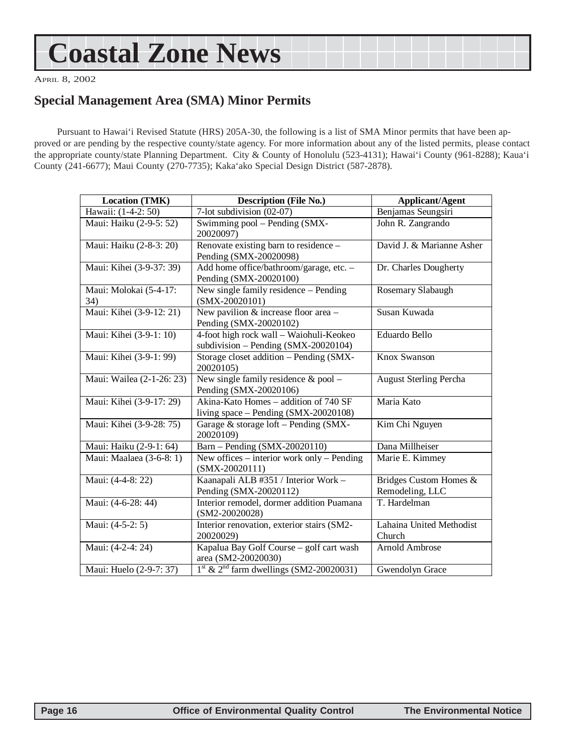# Coastal Zone News

April 8, 2002

## Special Management Area (SMA) Minor Permits

Pursuant to Hawai'i Revised Statute (HRS) 205A-30, the following is a list of SMA Minor permits that have been approved or are pending by the respective county/state agency. For more information about any of the listed permits, please contact the appropriate county/state Planning Department. City & County of Honolulu (523-4131); Hawai'i County (961-8288); Kaua'i County (241-6677); Maui County (270-7735); Kaka'ako Special Design District (587-2878).

| Location (TMK) | Description (File No.) | Applicant/Agent |
|---|---|---|
| Hawaii: (1-4-2: 50) | 7-lot subdivision (02-07) | Benjamas Seungsiri |
| Maui: Haiku (2-9-5: 52) | Swimming pool – Pending (SMX-20020097) | John R. Zangrando |
| Maui: Haiku (2-8-3: 20) | Renovate existing barn to residence – Pending (SMX-20020098) | David J. & Marianne Asher |
| Maui: Kihei (3-9-37: 39) | Add home office/bathroom/garage, etc. – Pending (SMX-20020100) | Dr. Charles Dougherty |
| Maui: Molokai (5-4-17: 34) | New single family residence – Pending (SMX-20020101) | Rosemary Slabaugh |
| Maui: Kihei (3-9-12: 21) | New pavilion & increase floor area – Pending (SMX-20020102) | Susan Kuwada |
| Maui: Kihei (3-9-1: 10) | 4-foot high rock wall – Waiohuli-Keokeo subdivision – Pending (SMX-20020104) | Eduardo Bello |
| Maui: Kihei (3-9-1: 99) | Storage closet addition – Pending (SMX-20020105) | Knox Swanson |
| Maui: Wailea (2-1-26: 23) | New single family residence & pool – Pending (SMX-20020106) | August Sterling Percha |
| Maui: Kihei (3-9-17: 29) | Akina-Kato Homes – addition of 740 SF living space – Pending (SMX-20020108) | Maria Kato |
| Maui: Kihei (3-9-28: 75) | Garage & storage loft – Pending (SMX-20020109) | Kim Chi Nguyen |
| Maui: Haiku (2-9-1: 64) | Barn – Pending (SMX-20020110) | Dana Millheiser |
| Maui: Maalaea (3-6-8: 1) | New offices – interior work only – Pending (SMX-20020111) | Marie E. Kimmey |
| Maui: (4-4-8: 22) | Kaanapali ALB #351 / Interior Work – Pending (SMX-20020112) | Bridges Custom Homes & Remodeling, LLC |
| Maui: (4-6-28: 44) | Interior remodel, dormer addition Puamana (SM2-20020028) | T. Hardelman |
| Maui: (4-5-2: 5) | Interior renovation, exterior stairs (SM2-20020029) | Lahaina United Methodist Church |
| Maui: (4-2-4: 24) | Kapalua Bay Golf Course – golf cart wash area (SM2-20020030) | Arnold Ambrose |
| Maui: Huelo (2-9-7: 37) | 1st & 2nd farm dwellings (SM2-20020031) | Gwendolyn Grace |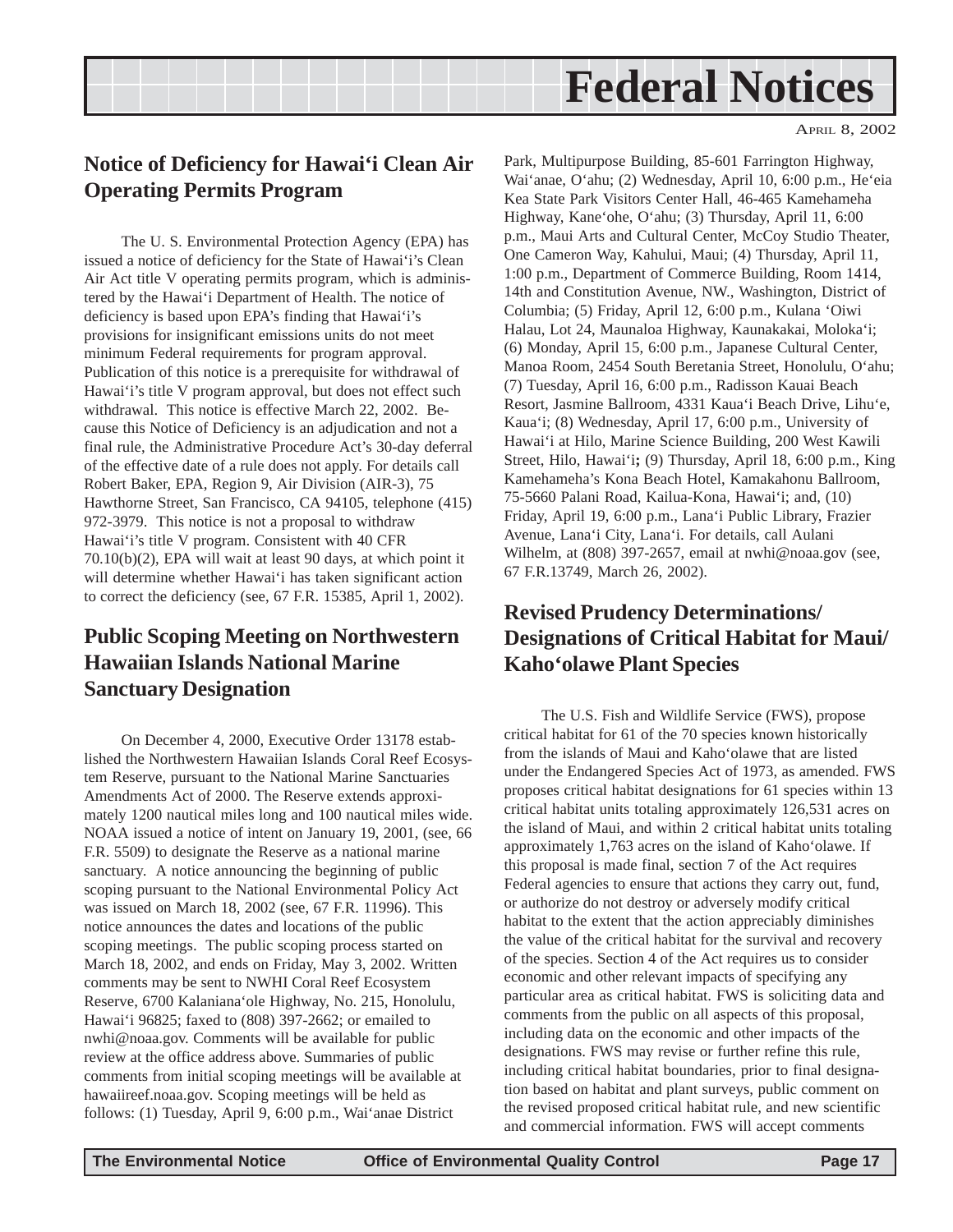# Federal Notices

APRIL 8, 2002

## Notice of Deficiency for Hawai‘i Clean Air Operating Permits Program

The U. S. Environmental Protection Agency (EPA) has issued a notice of deficiency for the State of Hawai‘i’s Clean Air Act title V operating permits program, which is administered by the Hawai‘i Department of Health. The notice of deficiency is based upon EPA’s finding that Hawai‘i’s provisions for insignificant emissions units do not meet minimum Federal requirements for program approval. Publication of this notice is a prerequisite for withdrawal of Hawai‘i’s title V program approval, but does not effect such withdrawal. This notice is effective March 22, 2002. Because this Notice of Deficiency is an adjudication and not a final rule, the Administrative Procedure Act’s 30-day deferral of the effective date of a rule does not apply. For details call Robert Baker, EPA, Region 9, Air Division (AIR-3), 75 Hawthorne Street, San Francisco, CA 94105, telephone (415) 972-3979. This notice is not a proposal to withdraw Hawai‘i’s title V program. Consistent with 40 CFR 70.10(b)(2), EPA will wait at least 90 days, at which point it will determine whether Hawai‘i has taken significant action to correct the deficiency (see, 67 F.R. 15385, April 1, 2002).

## Public Scoping Meeting on Northwestern Hawaiian Islands National Marine Sanctuary Designation

On December 4, 2000, Executive Order 13178 established the Northwestern Hawaiian Islands Coral Reef Ecosystem Reserve, pursuant to the National Marine Sanctuaries Amendments Act of 2000. The Reserve extends approximately 1200 nautical miles long and 100 nautical miles wide. NOAA issued a notice of intent on January 19, 2001, (see, 66 F.R. 5509) to designate the Reserve as a national marine sanctuary. A notice announcing the beginning of public scoping pursuant to the National Environmental Policy Act was issued on March 18, 2002 (see, 67 F.R. 11996). This notice announces the dates and locations of the public scoping meetings. The public scoping process started on March 18, 2002, and ends on Friday, May 3, 2002. Written comments may be sent to NWHI Coral Reef Ecosystem Reserve, 6700 Kalaniana‘ole Highway, No. 215, Honolulu, Hawai‘i 96825; faxed to (808) 397-2662; or emailed to nwhi@noaa.gov. Comments will be available for public review at the office address above. Summaries of public comments from initial scoping meetings will be available at hawaiireef.noaa.gov. Scoping meetings will be held as follows: (1) Tuesday, April 9, 6:00 p.m., Wai‘anae District Park, Multipurpose Building, 85-601 Farrington Highway, Wai‘anae, O‘ahu; (2) Wednesday, April 10, 6:00 p.m., He‘eia Kea State Park Visitors Center Hall, 46-465 Kamehameha Highway, Kane‘ohe, O‘ahu; (3) Thursday, April 11, 6:00 p.m., Maui Arts and Cultural Center, McCoy Studio Theater, One Cameron Way, Kahului, Maui; (4) Thursday, April 11, 1:00 p.m., Department of Commerce Building, Room 1414, 14th and Constitution Avenue, NW., Washington, District of Columbia; (5) Friday, April 12, 6:00 p.m., Kulana ‘Oiwi Halau, Lot 24, Maunaloa Highway, Kaunakakai, Moloka‘i; (6) Monday, April 15, 6:00 p.m., Japanese Cultural Center, Manoa Room, 2454 South Beretania Street, Honolulu, O‘ahu; (7) Tuesday, April 16, 6:00 p.m., Radisson Kauai Beach Resort, Jasmine Ballroom, 4331 Kaua‘i Beach Drive, Lihu‘e, Kaua‘i; (8) Wednesday, April 17, 6:00 p.m., University of Hawai‘i at Hilo, Marine Science Building, 200 West Kawili Street, Hilo, Hawai‘i; (9) Thursday, April 18, 6:00 p.m., King Kamehameha’s Kona Beach Hotel, Kamakahonu Ballroom, 75-5660 Palani Road, Kailua-Kona, Hawai‘i; and, (10) Friday, April 19, 6:00 p.m., Lana‘i Public Library, Frazier Avenue, Lana‘i City, Lana‘i. For details, call Aulani Wilhelm, at (808) 397-2657, email at nwhi@noaa.gov (see, 67 F.R.13749, March 26, 2002).

## Revised Prudency Determinations/ Designations of Critical Habitat for Maui/ Kaho‘olawe Plant Species

The U.S. Fish and Wildlife Service (FWS), propose critical habitat for 61 of the 70 species known historically from the islands of Maui and Kaho‘olawe that are listed under the Endangered Species Act of 1973, as amended. FWS proposes critical habitat designations for 61 species within 13 critical habitat units totaling approximately 126,531 acres on the island of Maui, and within 2 critical habitat units totaling approximately 1,763 acres on the island of Kaho‘olawe. If this proposal is made final, section 7 of the Act requires Federal agencies to ensure that actions they carry out, fund, or authorize do not destroy or adversely modify critical habitat to the extent that the action appreciably diminishes the value of the critical habitat for the survival and recovery of the species. Section 4 of the Act requires us to consider economic and other relevant impacts of specifying any particular area as critical habitat. FWS is soliciting data and comments from the public on all aspects of this proposal, including data on the economic and other impacts of the designations. FWS may revise or further refine this rule, including critical habitat boundaries, prior to final designation based on habitat and plant surveys, public comment on the revised proposed critical habitat rule, and new scientific and commercial information. FWS will accept comments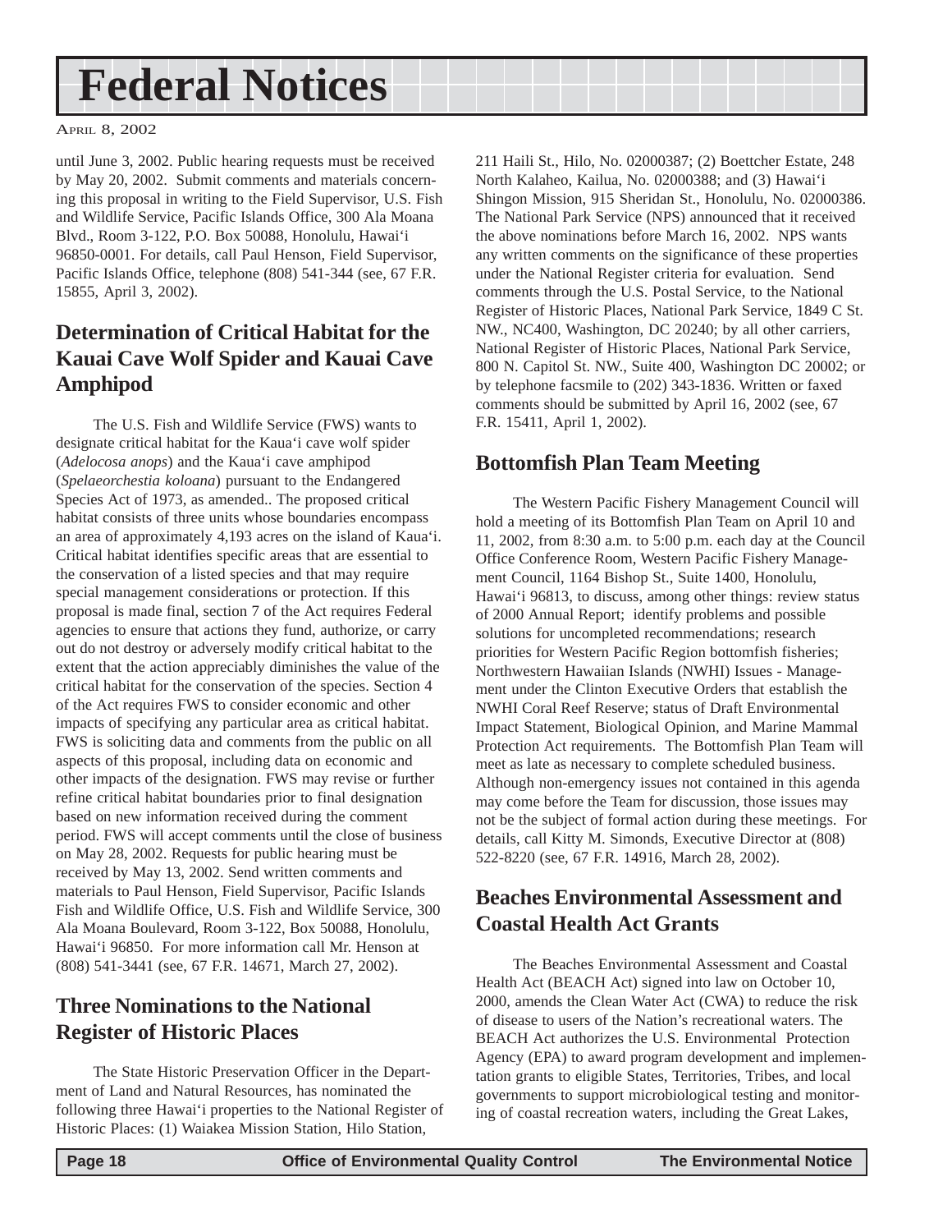# Federal Notices

April 8, 2002

until June 3, 2002. Public hearing requests must be received by May 20, 2002. Submit comments and materials concerning this proposal in writing to the Field Supervisor, U.S. Fish and Wildlife Service, Pacific Islands Office, 300 Ala Moana Blvd., Room 3-122, P.O. Box 50088, Honolulu, Hawai'i 96850-0001. For details, call Paul Henson, Field Supervisor, Pacific Islands Office, telephone (808) 541-344 (see, 67 F.R. 15855, April 3, 2002).

## Determination of Critical Habitat for the Kauai Cave Wolf Spider and Kauai Cave Amphipod

The U.S. Fish and Wildlife Service (FWS) wants to designate critical habitat for the Kaua'i cave wolf spider (*Adelocosa anops*) and the Kaua'i cave amphipod (*Spelaeorchestia koloana*) pursuant to the Endangered Species Act of 1973, as amended.. The proposed critical habitat consists of three units whose boundaries encompass an area of approximately 4,193 acres on the island of Kaua'i. Critical habitat identifies specific areas that are essential to the conservation of a listed species and that may require special management considerations or protection. If this proposal is made final, section 7 of the Act requires Federal agencies to ensure that actions they fund, authorize, or carry out do not destroy or adversely modify critical habitat to the extent that the action appreciably diminishes the value of the critical habitat for the conservation of the species. Section 4 of the Act requires FWS to consider economic and other impacts of specifying any particular area as critical habitat. FWS is soliciting data and comments from the public on all aspects of this proposal, including data on economic and other impacts of the designation. FWS may revise or further refine critical habitat boundaries prior to final designation based on new information received during the comment period. FWS will accept comments until the close of business on May 28, 2002. Requests for public hearing must be received by May 13, 2002. Send written comments and materials to Paul Henson, Field Supervisor, Pacific Islands Fish and Wildlife Office, U.S. Fish and Wildlife Service, 300 Ala Moana Boulevard, Room 3-122, Box 50088, Honolulu, Hawai'i 96850. For more information call Mr. Henson at (808) 541-3441 (see, 67 F.R. 14671, March 27, 2002).

## Three Nominations to the National Register of Historic Places

The State Historic Preservation Officer in the Department of Land and Natural Resources, has nominated the following three Hawai'i properties to the National Register of Historic Places: (1) Waiakea Mission Station, Hilo Station, 211 Haili St., Hilo, No. 02000387; (2) Boettcher Estate, 248 North Kalaheo, Kailua, No. 02000388; and (3) Hawai'i Shingon Mission, 915 Sheridan St., Honolulu, No. 02000386. The National Park Service (NPS) announced that it received the above nominations before March 16, 2002. NPS wants any written comments on the significance of these properties under the National Register criteria for evaluation. Send comments through the U.S. Postal Service, to the National Register of Historic Places, National Park Service, 1849 C St. NW., NC400, Washington, DC 20240; by all other carriers, National Register of Historic Places, National Park Service, 800 N. Capitol St. NW., Suite 400, Washington DC 20002; or by telephone facsmile to (202) 343-1836. Written or faxed comments should be submitted by April 16, 2002 (see, 67 F.R. 15411, April 1, 2002).

## Bottomfish Plan Team Meeting

The Western Pacific Fishery Management Council will hold a meeting of its Bottomfish Plan Team on April 10 and 11, 2002, from 8:30 a.m. to 5:00 p.m. each day at the Council Office Conference Room, Western Pacific Fishery Management Council, 1164 Bishop St., Suite 1400, Honolulu, Hawai'i 96813, to discuss, among other things: review status of 2000 Annual Report; identify problems and possible solutions for uncompleted recommendations; research priorities for Western Pacific Region bottomfish fisheries; Northwestern Hawaiian Islands (NWHI) Issues - Management under the Clinton Executive Orders that establish the NWHI Coral Reef Reserve; status of Draft Environmental Impact Statement, Biological Opinion, and Marine Mammal Protection Act requirements. The Bottomfish Plan Team will meet as late as necessary to complete scheduled business. Although non-emergency issues not contained in this agenda may come before the Team for discussion, those issues may not be the subject of formal action during these meetings. For details, call Kitty M. Simonds, Executive Director at (808) 522-8220 (see, 67 F.R. 14916, March 28, 2002).

## Beaches Environmental Assessment and Coastal Health Act Grants

The Beaches Environmental Assessment and Coastal Health Act (BEACH Act) signed into law on October 10, 2000, amends the Clean Water Act (CWA) to reduce the risk of disease to users of the Nation's recreational waters. The BEACH Act authorizes the U.S. Environmental Protection Agency (EPA) to award program development and implementation grants to eligible States, Territories, Tribes, and local governments to support microbiological testing and monitoring of coastal recreation waters, including the Great Lakes,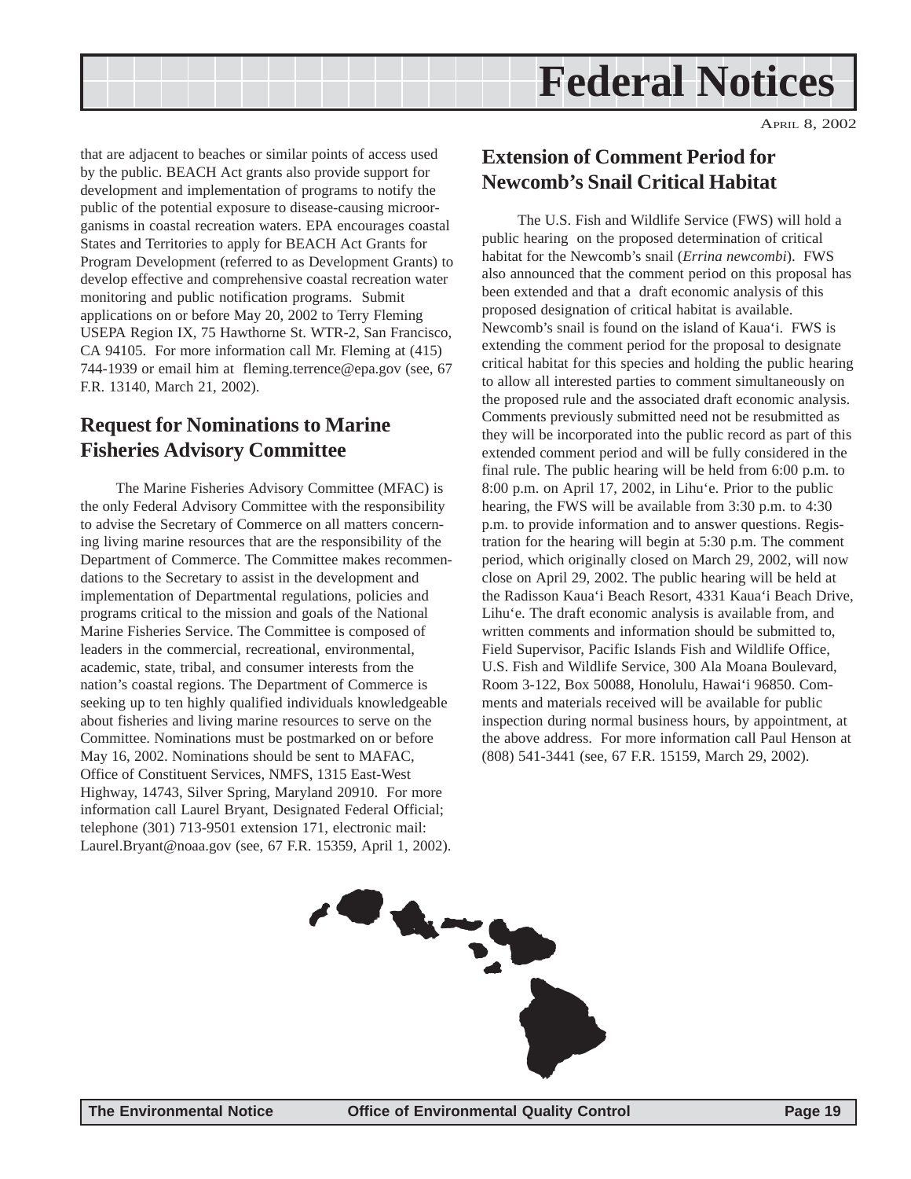that are adjacent to beaches or similar points of access used by the public. BEACH Act grants also provide support for development and implementation of programs to notify the public of the potential exposure to disease-causing microorganisms in coastal recreation waters. EPA encourages coastal States and Territories to apply for BEACH Act Grants for Program Development (referred to as Development Grants) to develop effective and comprehensive coastal recreation water monitoring and public notification programs. Submit applications on or before May 20, 2002 to Terry Fleming USEPA Region IX, 75 Hawthorne St. WTR-2, San Francisco, CA 94105. For more information call Mr. Fleming at (415) 744-1939 or email him at fleming.terrence@epa.gov (see, 67 F.R. 13140, March 21, 2002).

## Request for Nominations to Marine Fisheries Advisory Committee

The Marine Fisheries Advisory Committee (MFAC) is the only Federal Advisory Committee with the responsibility to advise the Secretary of Commerce on all matters concerning living marine resources that are the responsibility of the Department of Commerce. The Committee makes recommendations to the Secretary to assist in the development and implementation of Departmental regulations, policies and programs critical to the mission and goals of the National Marine Fisheries Service. The Committee is composed of leaders in the commercial, recreational, environmental, academic, state, tribal, and consumer interests from the nation's coastal regions. The Department of Commerce is seeking up to ten highly qualified individuals knowledgeable about fisheries and living marine resources to serve on the Committee. Nominations must be postmarked on or before May 16, 2002. Nominations should be sent to MAFAC, Office of Constituent Services, NMFS, 1315 East-West Highway, 14743, Silver Spring, Maryland 20910. For more information call Laurel Bryant, Designated Federal Official; telephone (301) 713-9501 extension 171, electronic mail: Laurel.Bryant@noaa.gov (see, 67 F.R. 15359, April 1, 2002).

## Extension of Comment Period for Newcomb's Snail Critical Habitat

The U.S. Fish and Wildlife Service (FWS) will hold a public hearing on the proposed determination of critical habitat for the Newcomb's snail (*Errina newcombi*). FWS also announced that the comment period on this proposal has been extended and that a draft economic analysis of this proposed designation of critical habitat is available. Newcomb's snail is found on the island of Kaua'i. FWS is extending the comment period for the proposal to designate critical habitat for this species and holding the public hearing to allow all interested parties to comment simultaneously on the proposed rule and the associated draft economic analysis. Comments previously submitted need not be resubmitted as they will be incorporated into the public record as part of this extended comment period and will be fully considered in the final rule. The public hearing will be held from 6:00 p.m. to 8:00 p.m. on April 17, 2002, in Lihu'e. Prior to the public hearing, the FWS will be available from 3:30 p.m. to 4:30 p.m. to provide information and to answer questions. Registration for the hearing will begin at 5:30 p.m. The comment period, which originally closed on March 29, 2002, will now close on April 29, 2002. The public hearing will be held at the Radisson Kaua'i Beach Resort, 4331 Kaua'i Beach Drive, Lihu'e. The draft economic analysis is available from, and written comments and information should be submitted to, Field Supervisor, Pacific Islands Fish and Wildlife Office, U.S. Fish and Wildlife Service, 300 Ala Moana Boulevard, Room 3-122, Box 50088, Honolulu, Hawai'i 96850. Comments and materials received will be available for public inspection during normal business hours, by appointment, at the above address. For more information call Paul Henson at (808) 541-3441 (see, 67 F.R. 15159, March 29, 2002).